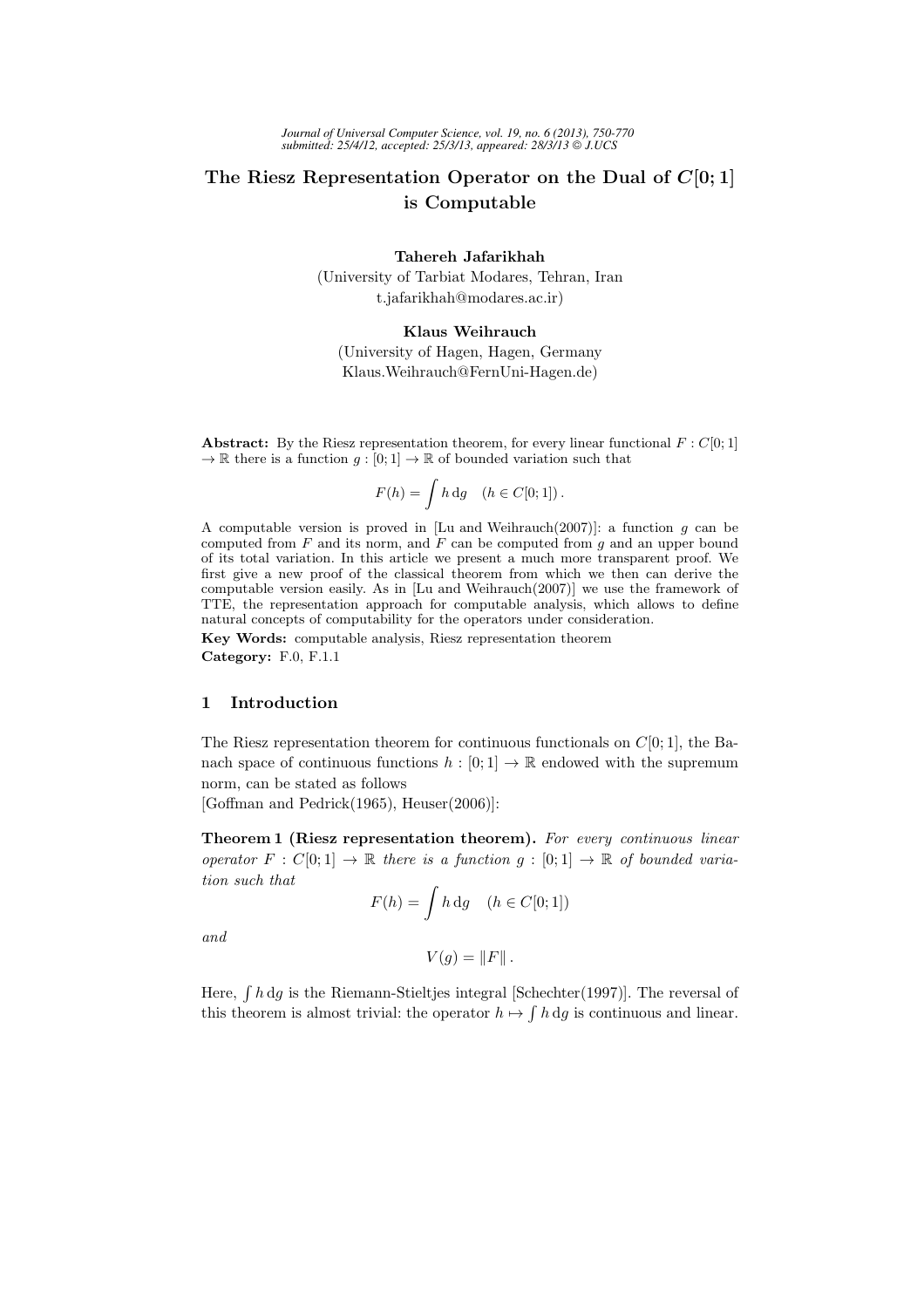# The Riesz Representation Operator on the Dual of $C[0;1]$ is Computable

**Tahereh Jafarikhah**
(University of Tarbiat Modares, Tehran, Iran
t.jafarikhah@modares.ac.ir)

**Klaus Weihrauch**
(University of Hagen, Hagen, Germany
Klaus.Weihrauch@FernUni-Hagen.de)

**Abstract:** By the Riesz representation theorem, for every linear functional $F : C[0;1] \to \mathbb{R}$ there is a function $g : [0;1] \to \mathbb{R}$ of bounded variation such that

$$F(h) = \int h \, \mathrm{d}g \quad (h \in C[0;1]) \, .$$

A computable version is proved in [Lu and Weihrauch(2007)]: a function $g$ can be computed from $F$ and its norm, and $F$ can be computed from $g$ and an upper bound of its total variation. In this article we present a much more transparent proof. We first give a new proof of the classical theorem from which we then can derive the computable version easily. As in [Lu and Weihrauch(2007)] we use the framework of TTE, the representation approach for computable analysis, which allows to define natural concepts of computability for the operators under consideration.

**Key Words:** computable analysis, Riesz representation theorem

**Category:** F.0, F.1.1

## 1 Introduction

The Riesz representation theorem for continuous functionals on $C[0;1]$, the Banach space of continuous functions $h : [0;1] \to \mathbb{R}$ endowed with the supremum norm, can be stated as follows
[Goffman and Pedrick(1965), Heuser(2006)]:

**Theorem 1 (Riesz representation theorem).** *For every continuous linear operator $F : C[0;1] \to \mathbb{R}$ there is a function $g : [0;1] \to \mathbb{R}$ of bounded variation such that*

$$F(h) = \int h \, \mathrm{d}g \quad (h \in C[0;1])$$

*and*

$$V(g) = \|F\| \, .$$

Here, $\int h \, \mathrm{d}g$ is the Riemann-Stieltjes integral [Schechter(1997)]. The reversal of this theorem is almost trivial: the operator $h \mapsto \int h \, \mathrm{d}g$ is continuous and linear.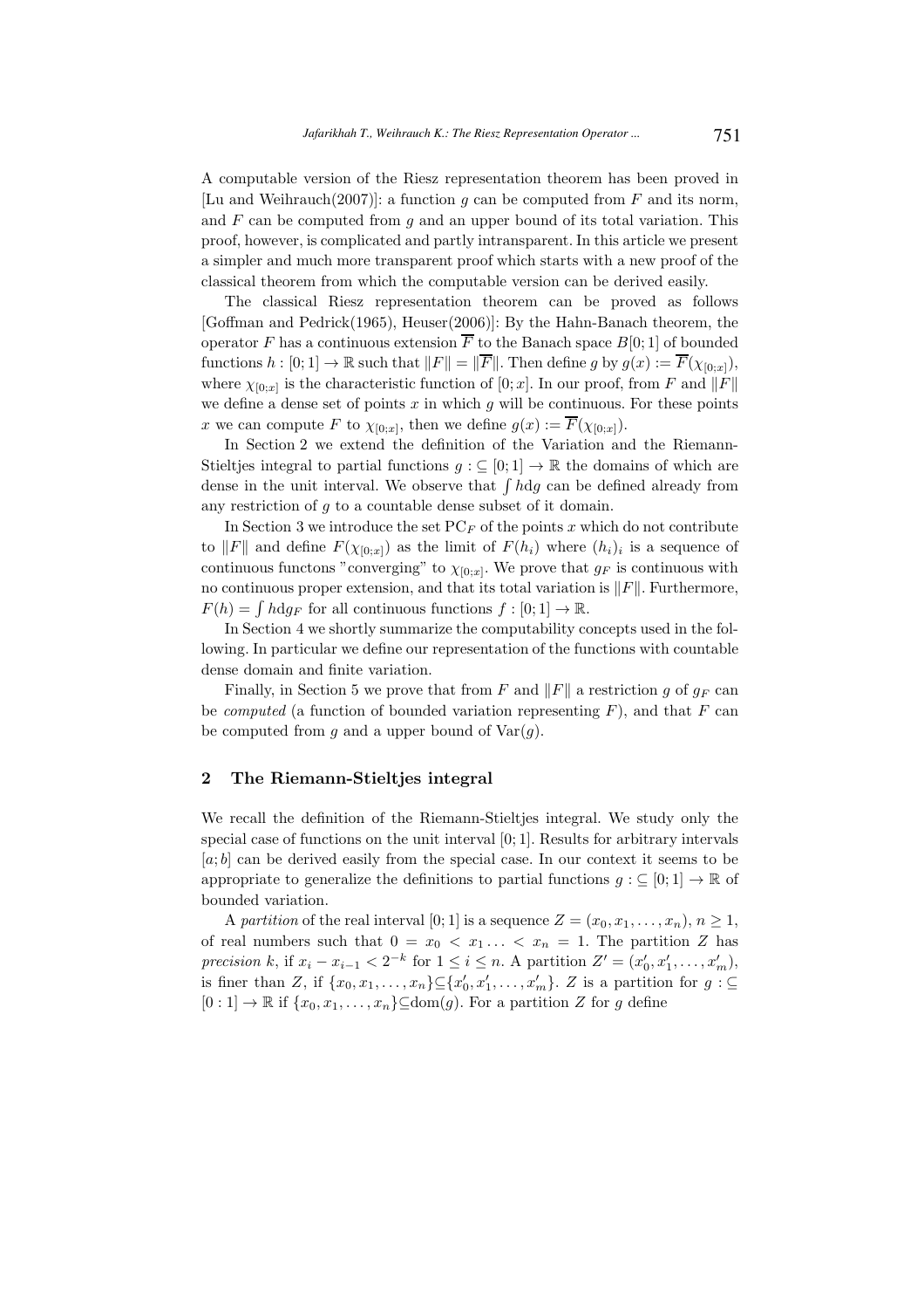A computable version of the Riesz representation theorem has been proved in [Lu and Weihrauch(2007)]: a function $g$ can be computed from $F$ and its norm, and $F$ can be computed from $g$ and an upper bound of its total variation. This proof, however, is complicated and partly intransparent. In this article we present a simpler and much more transparent proof which starts with a new proof of the classical theorem from which the computable version can be derived easily.

The classical Riesz representation theorem can be proved as follows [Goffman and Pedrick(1965), Heuser(2006)]: By the Hahn-Banach theorem, the operator $F$ has a continuous extension $\overline{F}$ to the Banach space $B[0;1]$ of bounded functions $h : [0;1] \to \mathbb{R}$ such that $\|F\| = \|\overline{F}\|$. Then define $g$ by $g(x) := \overline{F}(\chi_{[0;x]})$, where $\chi_{[0;x]}$ is the characteristic function of $[0;x]$. In our proof, from $F$ and $\|F\|$ we define a dense set of points $x$ in which $g$ will be continuous. For these points $x$ we can compute $F$ to $\chi_{[0;x]}$, then we define $g(x) := \overline{F}(\chi_{[0;x]})$.

In Section 2 we extend the definition of the Variation and the Riemann-Stieltjes integral to partial functions $g :\subseteq [0;1] \to \mathbb{R}$ the domains of which are dense in the unit interval. We observe that $\int h \mathrm{d}g$ can be defined already from any restriction of $g$ to a countable dense subset of it domain.

In Section 3 we introduce the set $\mathrm{PC}_F$ of the points $x$ which do not contribute to $\|F\|$ and define $F(\chi_{[0;x]})$ as the limit of $F(h_i)$ where $(h_i)_i$ is a sequence of continuous functons "converging" to $\chi_{[0;x]}$. We prove that $g_F$ is continuous with no continuous proper extension, and that its total variation is $\|F\|$. Furthermore, $F(h) = \int h \mathrm{d}g_F$ for all continuous functions $f : [0;1] \to \mathbb{R}$.

In Section 4 we shortly summarize the computability concepts used in the following. In particular we define our representation of the functions with countable dense domain and finite variation.

Finally, in Section 5 we prove that from $F$ and $\|F\|$ a restriction $g$ of $g_F$ can be *computed* (a function of bounded variation representing $F$), and that $F$ can be computed from $g$ and a upper bound of $\mathrm{Var}(g)$.

## 2 The Riemann-Stieltjes integral

We recall the definition of the Riemann-Stieltjes integral. We study only the special case of functions on the unit interval $[0;1]$. Results for arbitrary intervals $[a;b]$ can be derived easily from the special case. In our context it seems to be appropriate to generalize the definitions to partial functions $g :\subseteq [0;1] \to \mathbb{R}$ of bounded variation.

A *partition* of the real interval $[0;1]$ is a sequence $Z = (x_0, x_1, \ldots, x_n)$, $n \geq 1$, of real numbers such that $0 = x_0 < x_1 \ldots < x_n = 1$. The partition $Z$ has *precision* $k$, if $x_i - x_{i-1} < 2^{-k}$ for $1 \leq i \leq n$. A partition $Z' = (x'_0, x'_1, \ldots, x'_m)$, is finer than $Z$, if $\{x_0, x_1, \ldots, x_n\} \subseteq \{x'_0, x'_1, \ldots, x'_m\}$. $Z$ is a partition for $g :\subseteq [0:1] \to \mathbb{R}$ if $\{x_0, x_1, \ldots, x_n\} \subseteq \mathrm{dom}(g)$. For a partition $Z$ for $g$ define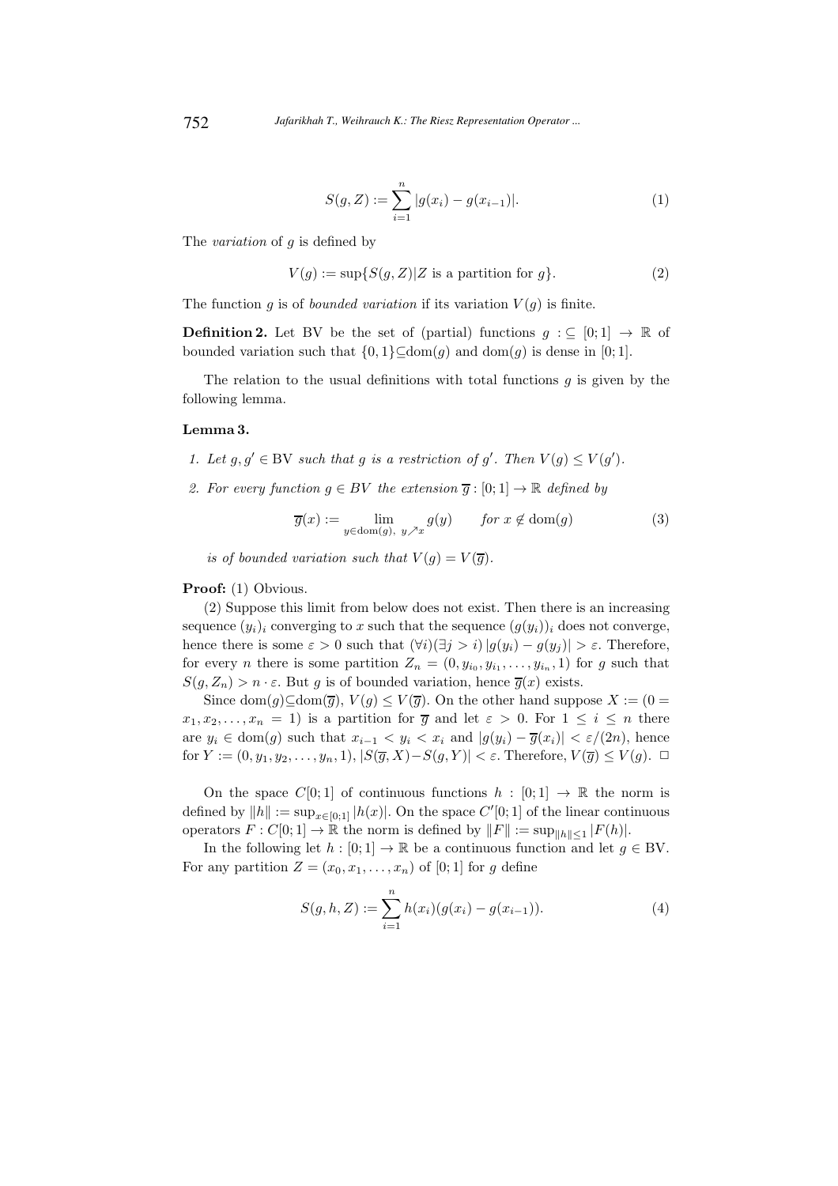$$S(g, Z) := \sum_{i=1}^{n} |g(x_i) - g(x_{i-1})|. \tag{1}$$

The *variation* of $g$ is defined by

$$V(g) := \sup\{S(g, Z) | Z \text{ is a partition for } g\}. \tag{2}$$

The function $g$ is of *bounded variation* if its variation $V(g)$ is finite.

**Definition 2.** Let BV be the set of (partial) functions $g :\subseteq [0; 1] \to \mathbb{R}$ of bounded variation such that $\{0, 1\} \subseteq \mathrm{dom}(g)$ and $\mathrm{dom}(g)$ is dense in $[0; 1]$.

The relation to the usual definitions with total functions $g$ is given by the following lemma.

**Lemma 3.**

1. *Let $g, g' \in \mathrm{BV}$ such that $g$ is a restriction of $g'$. Then $V(g) \leq V(g')$.*
2. *For every function $g \in BV$ the extension $\overline{g} : [0; 1] \to \mathbb{R}$ defined by*

$$\overline{g}(x) := \lim_{y \in \mathrm{dom}(g),\ y \nearrow x} g(y) \qquad \text{for } x \notin \mathrm{dom}(g) \tag{3}$$

*is of bounded variation such that $V(g) = V(\overline{g})$.*

**Proof:** (1) Obvious.

(2) Suppose this limit from below does not exist. Then there is an increasing sequence $(y_i)_i$ converging to $x$ such that the sequence $(g(y_i))_i$ does not converge, hence there is some $\varepsilon > 0$ such that $(\forall i)(\exists j > i)\, |g(y_i) - g(y_j)| > \varepsilon$. Therefore, for every $n$ there is some partition $Z_n = (0, y_{i_0}, y_{i_1}, \ldots, y_{i_n}, 1)$ for $g$ such that $S(g, Z_n) > n \cdot \varepsilon$. But $g$ is of bounded variation, hence $\overline{g}(x)$ exists.

Since $\mathrm{dom}(g) \subseteq \mathrm{dom}(\overline{g})$, $V(g) \leq V(\overline{g})$. On the other hand suppose $X := (0 = x_1, x_2, \ldots, x_n = 1)$ is a partition for $\overline{g}$ and let $\varepsilon > 0$. For $1 \leq i \leq n$ there are $y_i \in \mathrm{dom}(g)$ such that $x_{i-1} < y_i < x_i$ and $|g(y_i) - \overline{g}(x_i)| < \varepsilon/(2n)$, hence for $Y := (0, y_1, y_2, \ldots, y_n, 1)$, $|S(\overline{g}, X) - S(g, Y)| < \varepsilon$. Therefore, $V(\overline{g}) \leq V(g)$. $\Box$

On the space $C[0; 1]$ of continuous functions $h : [0; 1] \to \mathbb{R}$ the norm is defined by $\|h\| := \sup_{x \in [0;1]} |h(x)|$. On the space $C'[0; 1]$ of the linear continuous operators $F : C[0; 1] \to \mathbb{R}$ the norm is defined by $\|F\| := \sup_{\|h\| \leq 1} |F(h)|$.

In the following let $h : [0; 1] \to \mathbb{R}$ be a continuous function and let $g \in \mathrm{BV}$. For any partition $Z = (x_0, x_1, \ldots, x_n)$ of $[0; 1]$ for $g$ define

$$S(g, h, Z) := \sum_{i=1}^{n} h(x_i)(g(x_i) - g(x_{i-1})). \tag{4}$$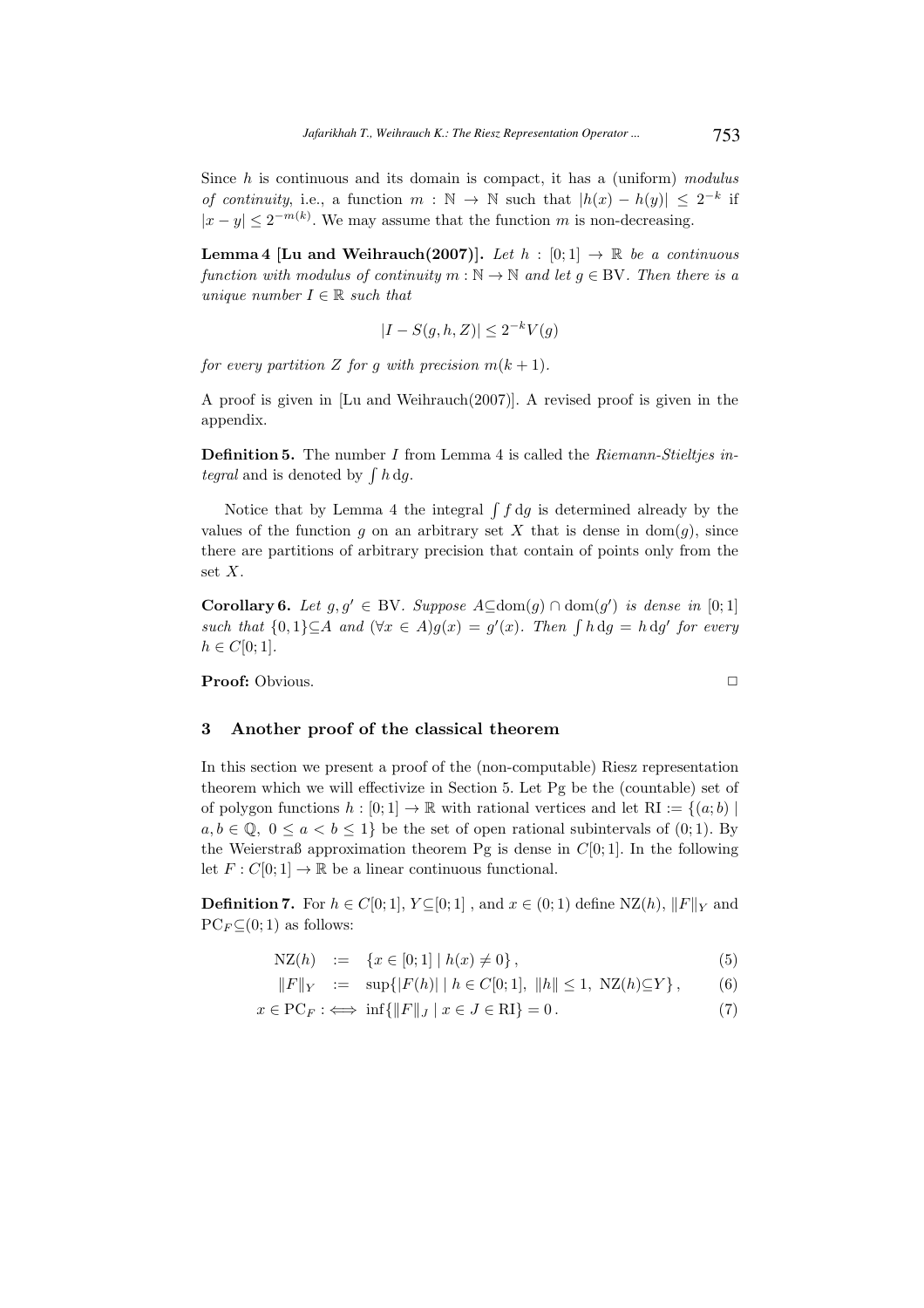Since $h$ is continuous and its domain is compact, it has a (uniform) *modulus of continuity*, i.e., a function $m : \mathbb{N} \to \mathbb{N}$ such that $|h(x) - h(y)| \leq 2^{-k}$ if $|x - y| \leq 2^{-m(k)}$. We may assume that the function $m$ is non-decreasing.

**Lemma 4 [Lu and Weihrauch(2007)].** *Let $h : [0;1] \to \mathbb{R}$ be a continuous function with modulus of continuity $m : \mathbb{N} \to \mathbb{N}$ and let $g \in \mathrm{BV}$. Then there is a unique number $I \in \mathbb{R}$ such that*

$$|I - S(g, h, Z)| \leq 2^{-k} V(g)$$

*for every partition $Z$ for $g$ with precision $m(k+1)$.*

A proof is given in [Lu and Weihrauch(2007)]. A revised proof is given in the appendix.

**Definition 5.** The number $I$ from Lemma 4 is called the *Riemann-Stieltjes integral* and is denoted by $\int h \, \mathrm{d}g$.

Notice that by Lemma 4 the integral $\int f \, \mathrm{d}g$ is determined already by the values of the function $g$ on an arbitrary set $X$ that is dense in $\mathrm{dom}(g)$, since there are partitions of arbitrary precision that contain of points only from the set $X$.

**Corollary 6.** *Let $g, g' \in \mathrm{BV}$. Suppose $A \subseteq \mathrm{dom}(g) \cap \mathrm{dom}(g')$ is dense in $[0;1]$ such that $\{0,1\} \subseteq A$ and $(\forall x \in A) g(x) = g'(x)$. Then $\int h \, \mathrm{d}g = h \, \mathrm{d}g'$ for every $h \in C[0;1]$.*

**Proof:** Obvious. □

## 3 Another proof of the classical theorem

In this section we present a proof of the (non-computable) Riesz representation theorem which we will effectivize in Section 5. Let Pg be the (countable) set of polygon functions $h : [0;1] \to \mathbb{R}$ with rational vertices and let $\mathrm{RI} := \{(a;b) \mid a, b \in \mathbb{Q},\ 0 \leq a < b \leq 1\}$ be the set of open rational subintervals of $(0;1)$. By the Weierstraß approximation theorem Pg is dense in $C[0;1]$. In the following let $F : C[0;1] \to \mathbb{R}$ be a linear continuous functional.

**Definition 7.** For $h \in C[0;1]$, $Y \subseteq [0;1]$ , and $x \in (0;1)$ define $\mathrm{NZ}(h)$, $\|F\|_Y$ and $\mathrm{PC}_F \subseteq (0;1)$ as follows:

$$\mathrm{NZ}(h) := \{x \in [0;1] \mid h(x) \neq 0\}, \tag{5}$$

$$\|F\|_Y := \sup\{|F(h)| \mid h \in C[0;1],\ \|h\| \leq 1,\ \mathrm{NZ}(h) \subseteq Y\}, \tag{6}$$

$$x \in \mathrm{PC}_F :\iff \inf\{\|F\|_J \mid x \in J \in \mathrm{RI}\} = 0. \tag{7}$$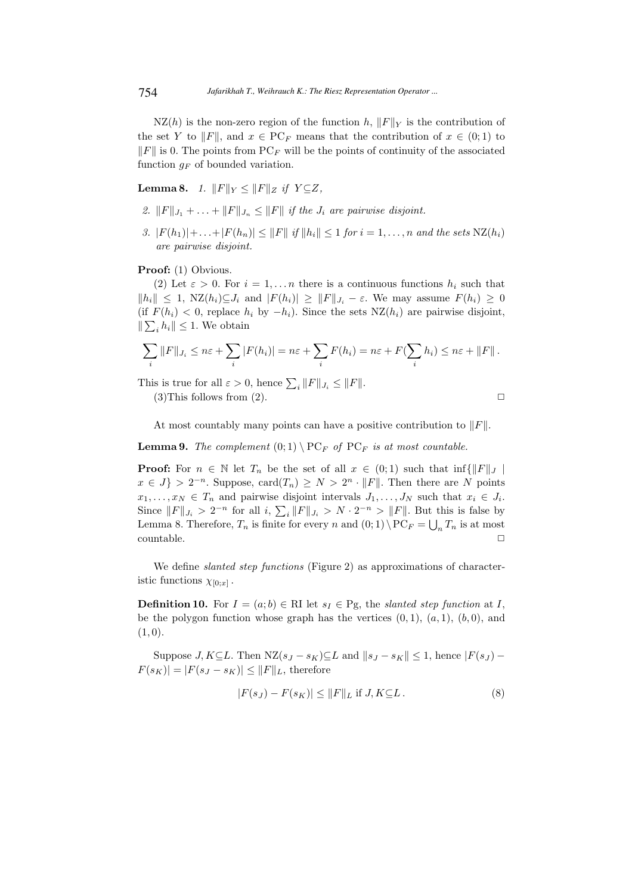$\mathrm{NZ}(h)$ is the non-zero region of the function $h$, $\|F\|_Y$ is the contribution of the set $Y$ to $\|F\|$, and $x \in \mathrm{PC}_F$ means that the contribution of $x \in (0;1)$ to $\|F\|$ is 0. The points from $\mathrm{PC}_F$ will be the points of continuity of the associated function $g_F$ of bounded variation.

**Lemma 8.** *1.* $\|F\|_Y \leq \|F\|_Z$ *if* $Y \subseteq Z$,

*2.* $\|F\|_{J_1} + \ldots + \|F\|_{J_n} \leq \|F\|$ *if the* $J_i$ *are pairwise disjoint.*

*3.* $|F(h_1)| + \ldots + |F(h_n)| \leq \|F\|$ *if* $\|h_i\| \leq 1$ *for* $i = 1, \ldots, n$ *and the sets* $\mathrm{NZ}(h_i)$ *are pairwise disjoint.*

**Proof:** (1) Obvious.

(2) Let $\varepsilon > 0$. For $i = 1, \ldots n$ there is a continuous functions $h_i$ such that $\|h_i\| \leq 1$, $\mathrm{NZ}(h_i) \subseteq J_i$ and $|F(h_i)| \geq \|F\|_{J_i} - \varepsilon$. We may assume $F(h_i) \geq 0$ (if $F(h_i) < 0$, replace $h_i$ by $-h_i$). Since the sets $\mathrm{NZ}(h_i)$ are pairwise disjoint, $\|\sum_i h_i\| \leq 1$. We obtain

$$\sum_i \|F\|_{J_i} \leq n\varepsilon + \sum_i |F(h_i)| = n\varepsilon + \sum_i F(h_i) = n\varepsilon + F(\sum_i h_i) \leq n\varepsilon + \|F\|\,.$$

This is true for all $\varepsilon > 0$, hence $\sum_i \|F\|_{J_i} \leq \|F\|$.

(3)This follows from (2). □

At most countably many points can have a positive contribution to $\|F\|$.

**Lemma 9.** *The complement* $(0;1) \setminus \mathrm{PC}_F$ *of* $\mathrm{PC}_F$ *is at most countable.*

**Proof:** For $n \in \mathbb{N}$ let $T_n$ be the set of all $x \in (0;1)$ such that $\inf\{\|F\|_J \mid x \in J\} > 2^{-n}$. Suppose, $\mathrm{card}(T_n) \geq N > 2^n \cdot \|F\|$. Then there are $N$ points $x_1, \ldots, x_N \in T_n$ and pairwise disjoint intervals $J_1, \ldots, J_N$ such that $x_i \in J_i$. Since $\|F\|_{J_i} > 2^{-n}$ for all $i$, $\sum_i \|F\|_{J_i} > N \cdot 2^{-n} > \|F\|$. But this is false by Lemma 8. Therefore, $T_n$ is finite for every $n$ and $(0;1) \setminus \mathrm{PC}_F = \bigcup_n T_n$ is at most countable. □

We define *slanted step functions* (Figure 2) as approximations of characteristic functions $\chi_{[0;x]}$.

**Definition 10.** For $I = (a;b) \in \mathrm{RI}$ let $s_I \in \mathrm{Pg}$, the *slanted step function* at $I$, be the polygon function whose graph has the vertices $(0,1)$, $(a,1)$, $(b,0)$, and $(1,0)$.

Suppose $J, K \subseteq L$. Then $\mathrm{NZ}(s_J - s_K) \subseteq L$ and $\|s_J - s_K\| \leq 1$, hence $|F(s_J) - F(s_K)| = |F(s_J - s_K)| \leq \|F\|_L$, therefore

$$|F(s_J) - F(s_K)| \leq \|F\|_L \text{ if } J, K \subseteq L\,. \tag{8}$$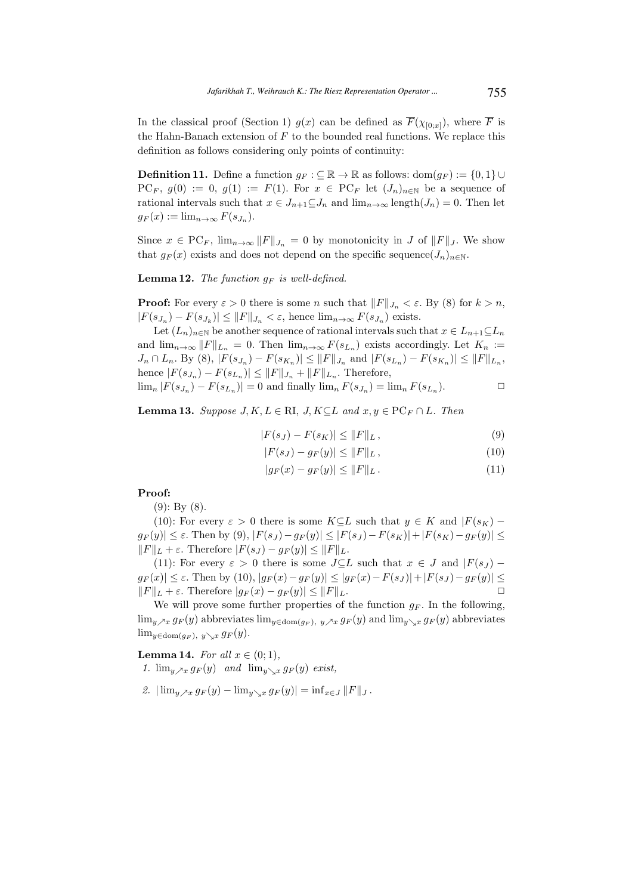In the classical proof (Section 1) $g(x)$ can be defined as $\overline{F}(\chi_{[0;x]})$, where $\overline{F}$ is the Hahn-Banach extension of $F$ to the bounded real functions. We replace this definition as follows considering only points of continuity:

**Definition 11.** Define a function $g_F :\subseteq \mathbb{R} \to \mathbb{R}$ as follows: $\mathrm{dom}(g_F) := \{0, 1\} \cup \mathrm{PC}_F$, $g(0) := 0$, $g(1) := F(1)$. For $x \in \mathrm{PC}_F$ let $(J_n)_{n\in\mathbb{N}}$ be a sequence of rational intervals such that $x \in J_{n+1} \subseteq J_n$ and $\lim_{n\to\infty} \mathrm{length}(J_n) = 0$. Then let $g_F(x) := \lim_{n\to\infty} F(s_{J_n})$.

Since $x \in \mathrm{PC}_F$, $\lim_{n\to\infty} \|F\|_{J_n} = 0$ by monotonicity in $J$ of $\|F\|_J$. We show that $g_F(x)$ exists and does not depend on the specific sequence$(J_n)_{n\in\mathbb{N}}$.

**Lemma 12.** *The function $g_F$ is well-defined.*

**Proof:** For every $\varepsilon > 0$ there is some $n$ such that $\|F\|_{J_n} < \varepsilon$. By (8) for $k > n$, $|F(s_{J_n}) - F(s_{J_k})| \leq \|F\|_{J_n} < \varepsilon$, hence $\lim_{n\to\infty} F(s_{J_n})$ exists.

Let $(L_n)_{n\in\mathbb{N}}$ be another sequence of rational intervals such that $x \in L_{n+1} \subseteq L_n$ and $\lim_{n\to\infty} \|F\|_{L_n} = 0$. Then $\lim_{n\to\infty} F(s_{L_n})$ exists accordingly. Let $K_n := J_n \cap L_n$. By (8), $|F(s_{J_n}) - F(s_{K_n})| \leq \|F\|_{J_n}$ and $|F(s_{L_n}) - F(s_{K_n})| \leq \|F\|_{L_n}$, hence $|F(s_{J_n}) - F(s_{L_n})| \leq \|F\|_{J_n} + \|F\|_{L_n}$. Therefore,
$\lim_n |F(s_{J_n}) - F(s_{L_n})| = 0$ and finally $\lim_n F(s_{J_n}) = \lim_n F(s_{L_n})$. □

**Lemma 13.** *Suppose $J, K, L \in \mathrm{RI}$, $J, K \subseteq L$ and $x, y \in \mathrm{PC}_F \cap L$. Then*

$$|F(s_J) - F(s_K)| \leq \|F\|_L \,, \tag{9}$$

$$|F(s_J) - g_F(y)| \leq \|F\|_L \,, \tag{10}$$

$$|g_F(x) - g_F(y)| \leq \|F\|_L \,. \tag{11}$$

**Proof:**

(9): By (8).

(10): For every $\varepsilon > 0$ there is some $K \subseteq L$ such that $y \in K$ and $|F(s_K) - g_F(y)| \leq \varepsilon$. Then by (9), $|F(s_J) - g_F(y)| \leq |F(s_J) - F(s_K)| + |F(s_K) - g_F(y)| \leq \|F\|_L + \varepsilon$. Therefore $|F(s_J) - g_F(y)| \leq \|F\|_L$.

(11): For every $\varepsilon > 0$ there is some $J \subseteq L$ such that $x \in J$ and $|F(s_J) - g_F(x)| \leq \varepsilon$. Then by (10), $|g_F(x) - g_F(y)| \leq |g_F(x) - F(s_J)| + |F(s_J) - g_F(y)| \leq \|F\|_L + \varepsilon$. Therefore $|g_F(x) - g_F(y)| \leq \|F\|_L$. □

We will prove some further properties of the function $g_F$. In the following, $\lim_{y \nearrow x} g_F(y)$ abbreviates $\lim_{y \in \mathrm{dom}(g_F),\ y \nearrow x} g_F(y)$ and $\lim_{y \searrow x} g_F(y)$ abbreviates $\lim_{y \in \mathrm{dom}(g_F),\ y \searrow x} g_F(y)$.

**Lemma 14.** *For all $x \in (0; 1)$,*

1. *$\lim_{y \nearrow x} g_F(y)$ and $\lim_{y \searrow x} g_F(y)$ exist,*
2. *$|\lim_{y \nearrow x} g_F(y) - \lim_{y \searrow x} g_F(y)| = \inf_{x \in J} \|F\|_J$.*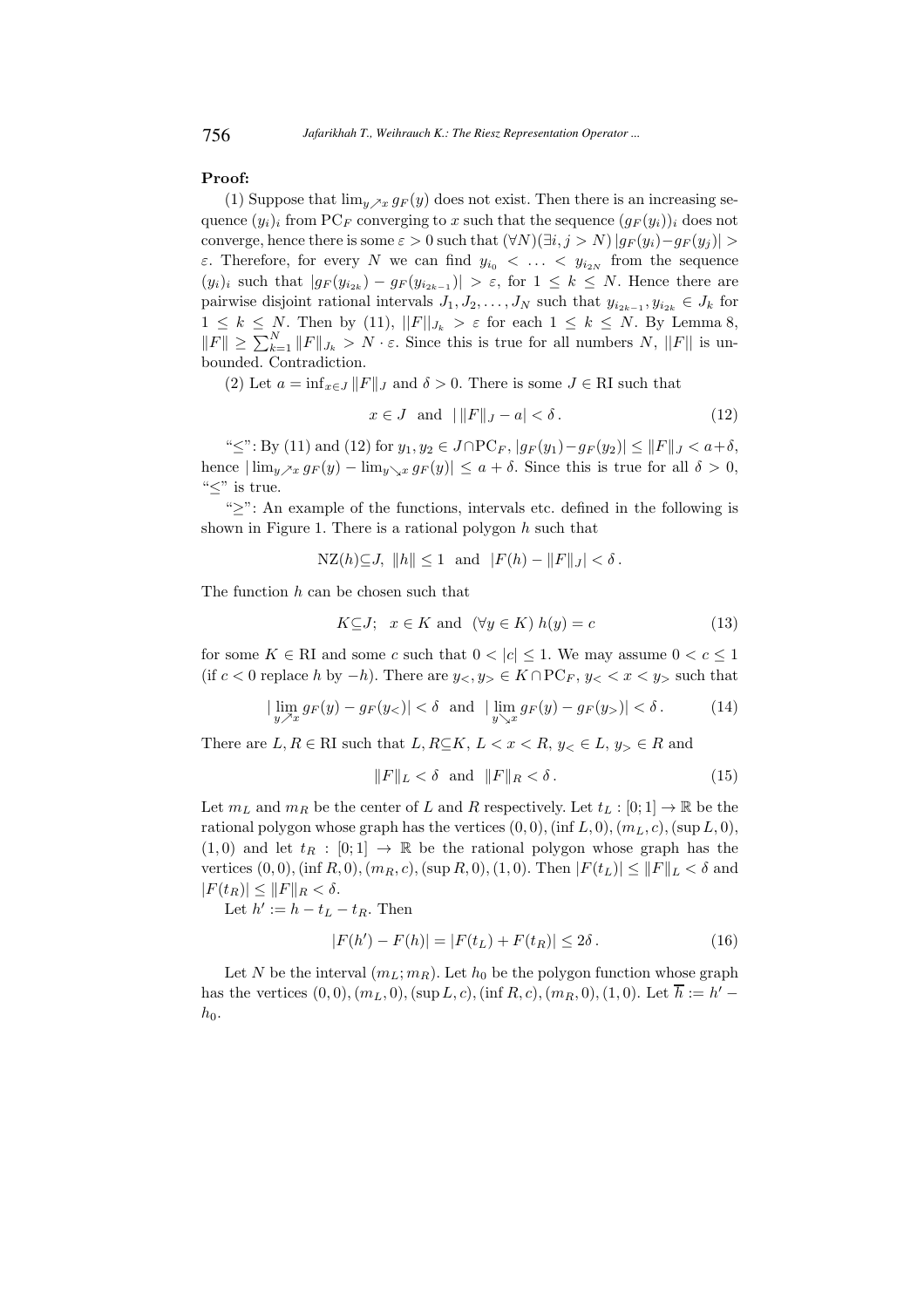**Proof:**

(1) Suppose that $\lim_{y \nearrow x} g_F(y)$ does not exist. Then there is an increasing sequence $(y_i)_i$ from $\mathrm{PC}_F$ converging to $x$ such that the sequence $(g_F(y_i))_i$ does not converge, hence there is some $\varepsilon > 0$ such that $(\forall N)(\exists i, j > N)\, |g_F(y_i) - g_F(y_j)| > \varepsilon$. Therefore, for every $N$ we can find $y_{i_0} < \ldots < y_{i_{2N}}$ from the sequence $(y_i)_i$ such that $|g_F(y_{i_{2k}}) - g_F(y_{i_{2k-1}})| > \varepsilon$, for $1 \leq k \leq N$. Hence there are pairwise disjoint rational intervals $J_1, J_2, \ldots, J_N$ such that $y_{i_{2k-1}}, y_{i_{2k}} \in J_k$ for $1 \leq k \leq N$. Then by (11), $||F||_{J_k} > \varepsilon$ for each $1 \leq k \leq N$. By Lemma 8, $\|F\| \geq \sum_{k=1}^{N} \|F\|_{J_k} > N \cdot \varepsilon$. Since this is true for all numbers $N$, $||F||$ is unbounded. Contradiction.

(2) Let $a = \inf_{x \in J} \|F\|_J$ and $\delta > 0$. There is some $J \in \mathrm{RI}$ such that

$$x \in J \quad \text{and} \quad |\,\|F\|_J - a| < \delta\,. \tag{12}$$

"$\leq$": By (11) and (12) for $y_1, y_2 \in J \cap \mathrm{PC}_F$, $|g_F(y_1) - g_F(y_2)| \leq \|F\|_J < a + \delta$, hence $|\lim_{y \nearrow x} g_F(y) - \lim_{y \searrow x} g_F(y)| \leq a + \delta$. Since this is true for all $\delta > 0$, "$\leq$" is true.

"$\geq$": An example of the functions, intervals etc. defined in the following is shown in Figure 1. There is a rational polygon $h$ such that

$$\mathrm{NZ}(h) \subseteq J, \;\; \|h\| \leq 1 \;\; \text{and} \;\; |F(h) - \|F\|_J| < \delta\,.$$

The function $h$ can be chosen such that

$$K \subseteq J; \quad x \in K \text{ and } \;(\forall y \in K)\; h(y) = c \tag{13}$$

for some $K \in \mathrm{RI}$ and some $c$ such that $0 < |c| \leq 1$. We may assume $0 < c \leq 1$ (if $c < 0$ replace $h$ by $-h$). There are $y_<, y_> \in K \cap \mathrm{PC}_F$, $y_< < x < y_>$ such that

$$|\lim_{y \nearrow x} g_F(y) - g_F(y_<)| < \delta \;\; \text{and} \;\; |\lim_{y \searrow x} g_F(y) - g_F(y_>)| < \delta\,. \tag{14}$$

There are $L, R \in \mathrm{RI}$ such that $L, R \subseteq K$, $L < x < R$, $y_< \in L$, $y_> \in R$ and

$$\|F\|_L < \delta \;\; \text{and} \;\; \|F\|_R < \delta\,. \tag{15}$$

Let $m_L$ and $m_R$ be the center of $L$ and $R$ respectively. Let $t_L : [0;1] \to \mathbb{R}$ be the rational polygon whose graph has the vertices $(0,0), (\inf L, 0), (m_L, c), (\sup L, 0), (1,0)$ and let $t_R : [0;1] \to \mathbb{R}$ be the rational polygon whose graph has the vertices $(0,0), (\inf R, 0), (m_R, c), (\sup R, 0), (1,0)$. Then $|F(t_L)| \leq \|F\|_L < \delta$ and $|F(t_R)| \leq \|F\|_R < \delta$.

Let $h' := h - t_L - t_R$. Then

$$|F(h') - F(h)| = |F(t_L) + F(t_R)| \leq 2\delta\,. \tag{16}$$

Let $N$ be the interval $(m_L; m_R)$. Let $h_0$ be the polygon function whose graph has the vertices $(0,0), (m_L, 0), (\sup L, c), (\inf R, c), (m_R, 0), (1,0)$. Let $\overline{h} := h' - h_0$.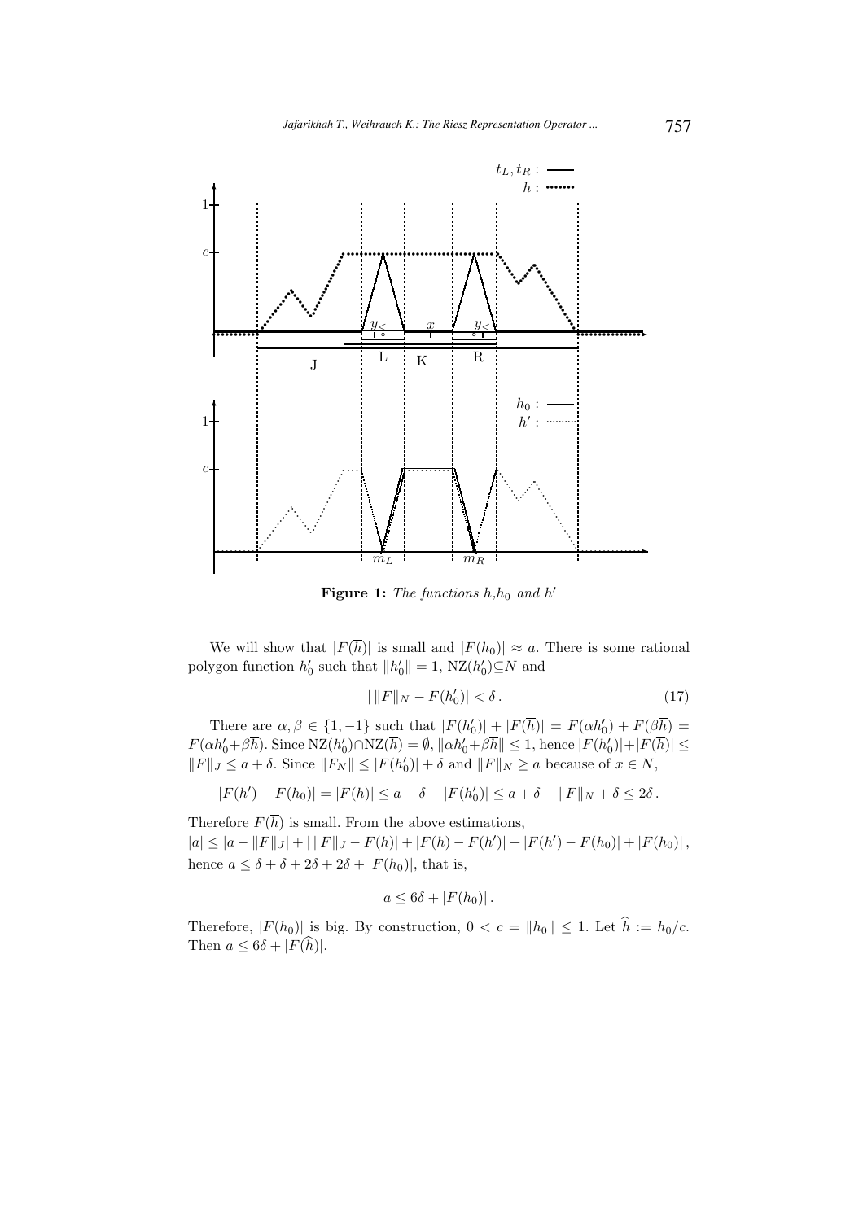**Figure 1:** *The functions* $h$,$h_0$ *and* $h'$

We will show that $|F(\overline{h})|$ is small and $|F(h_0)| \approx a$. There is some rational polygon function $h_0'$ such that $\|h_0'\| = 1$, $\mathrm{NZ}(h_0') \subseteq N$ and

$$| \, \|F\|_N - F(h_0')| < \delta \,. \tag{17}$$

There are $\alpha, \beta \in \{1, -1\}$ such that $|F(h_0')| + |F(\overline{h})| = F(\alpha h_0') + F(\beta \overline{h}) = F(\alpha h_0' + \beta \overline{h})$. Since $\mathrm{NZ}(h_0') \cap \mathrm{NZ}(\overline{h}) = \emptyset$, $\|\alpha h_0' + \beta \overline{h}\| \leq 1$, hence $|F(h_0')| + |F(\overline{h})| \leq \|F\|_J \leq a + \delta$. Since $\|F_N\| \leq |F(h_0')| + \delta$ and $\|F\|_N \geq a$ because of $x \in N$,

$$|F(h') - F(h_0)| = |F(\overline{h})| \leq a + \delta - |F(h_0')| \leq a + \delta - \|F\|_N + \delta \leq 2\delta \,.$$

Therefore $F(\overline{h})$ is small. From the above estimations,
$|a| \leq |a - \|F\|_J| + | \, \|F\|_J - F(h)| + |F(h) - F(h')| + |F(h') - F(h_0)| + |F(h_0)| \,,$
hence $a \leq \delta + \delta + 2\delta + 2\delta + |F(h_0)|$, that is,

$$a \leq 6\delta + |F(h_0)| \,.$$

Therefore, $|F(h_0)|$ is big. By construction, $0 < c = \|h_0\| \leq 1$. Let $\widehat{h} := h_0 / c$. Then $a \leq 6\delta + |F(\widehat{h})|$.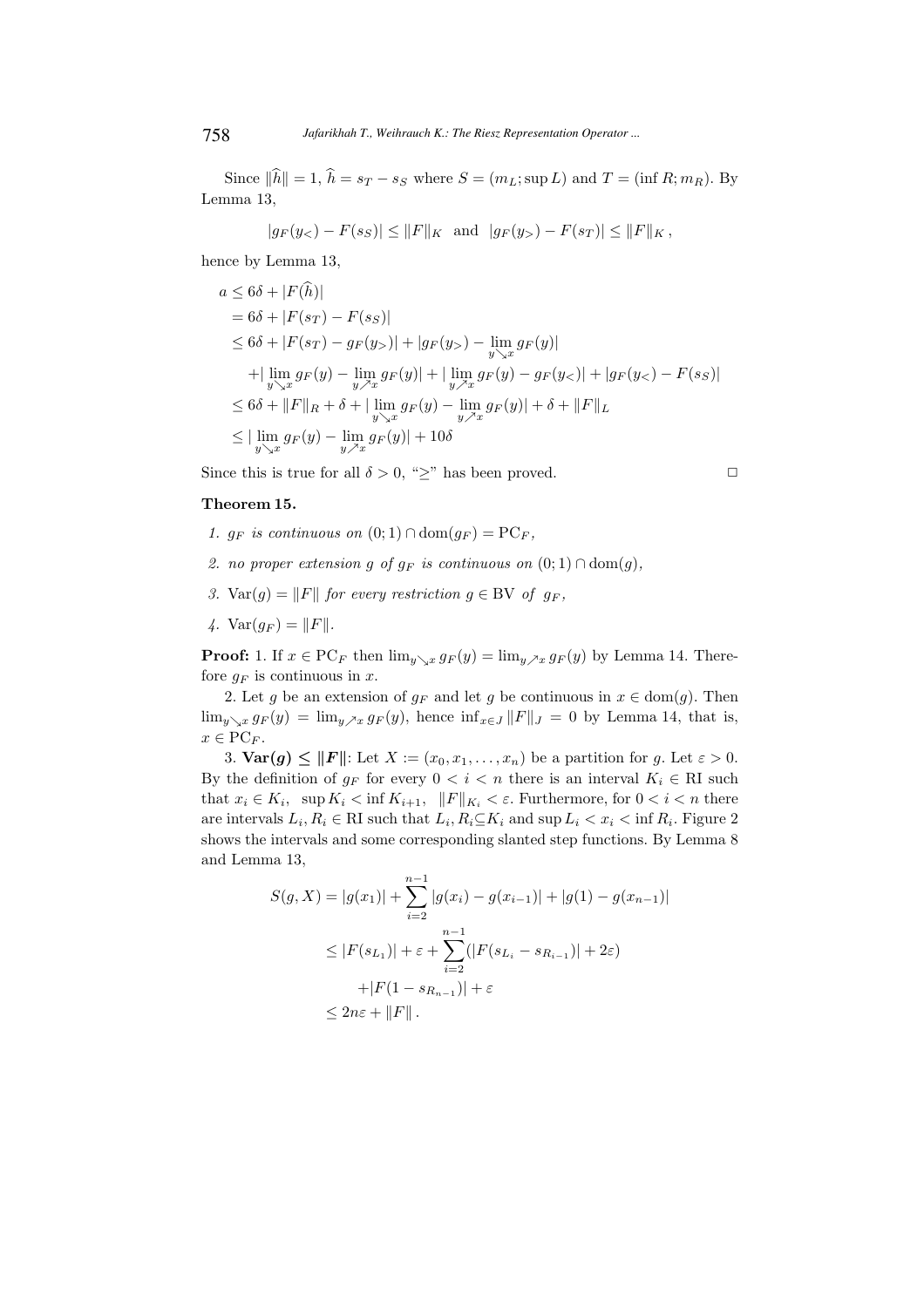Since $\|\widehat{h}\| = 1$, $\widehat{h} = s_T - s_S$ where $S = (m_L; \sup L)$ and $T = (\inf R; m_R)$. By Lemma 13,

$$|g_F(y_<) - F(s_S)| \le \|F\|_K \quad\text{and}\quad |g_F(y_>) - F(s_T)| \le \|F\|_K\,,$$

hence by Lemma 13,

$$\begin{aligned}
a &\le 6\delta + |F(\widehat{h})| \\
&= 6\delta + |F(s_T) - F(s_S)| \\
&\le 6\delta + |F(s_T) - g_F(y_>)| + |g_F(y_>) - \lim_{y\searrow x} g_F(y)| \\
&\quad + |\lim_{y\searrow x} g_F(y) - \lim_{y\nearrow x} g_F(y)| + |\lim_{y\nearrow x} g_F(y) - g_F(y_<)| + |g_F(y_<) - F(s_S)| \\
&\le 6\delta + \|F\|_R + \delta + |\lim_{y\searrow x} g_F(y) - \lim_{y\nearrow x} g_F(y)| + \delta + \|F\|_L \\
&\le |\lim_{y\searrow x} g_F(y) - \lim_{y\nearrow x} g_F(y)| + 10\delta
\end{aligned}$$

Since this is true for all $\delta > 0$, "$\ge$" has been proved. □

**Theorem 15.**

1. *$g_F$ is continuous on $(0;1) \cap \mathrm{dom}(g_F) = \mathrm{PC}_F$,*
2. *no proper extension $g$ of $g_F$ is continuous on $(0;1) \cap \mathrm{dom}(g)$,*
3. *$\mathrm{Var}(g) = \|F\|$ for every restriction $g \in \mathrm{BV}$ of $g_F$,*
4. *$\mathrm{Var}(g_F) = \|F\|$.*

**Proof:** 1. If $x \in \mathrm{PC}_F$ then $\lim_{y\searrow x} g_F(y) = \lim_{y\nearrow x} g_F(y)$ by Lemma 14. Therefore $g_F$ is continuous in $x$.

2. Let $g$ be an extension of $g_F$ and let $g$ be continuous in $x \in \mathrm{dom}(g)$. Then $\lim_{y\searrow x} g_F(y) = \lim_{y\nearrow x} g_F(y)$, hence $\inf_{x\in J} \|F\|_J = 0$ by Lemma 14, that is, $x \in \mathrm{PC}_F$.

3. $\mathbf{Var(}\boldsymbol{g}\mathbf{)} \le \|\boldsymbol{F}\|$: Let $X := (x_0, x_1, \ldots, x_n)$ be a partition for $g$. Let $\varepsilon > 0$. By the definition of $g_F$ for every $0 < i < n$ there is an interval $K_i \in \mathrm{RI}$ such that $x_i \in K_i$, $\sup K_i < \inf K_{i+1}$, $\|F\|_{K_i} < \varepsilon$. Furthermore, for $0 < i < n$ there are intervals $L_i, R_i \in \mathrm{RI}$ such that $L_i, R_i \subseteq K_i$ and $\sup L_i < x_i < \inf R_i$. Figure 2 shows the intervals and some corresponding slanted step functions. By Lemma 8 and Lemma 13,

$$\begin{aligned}
S(g, X) &= |g(x_1)| + \sum_{i=2}^{n-1} |g(x_i) - g(x_{i-1})| + |g(1) - g(x_{n-1})| \\
&\le |F(s_{L_1})| + \varepsilon + \sum_{i=2}^{n-1} (|F(s_{L_i} - s_{R_{i-1}})| + 2\varepsilon) \\
&\quad + |F(1 - s_{R_{n-1}})| + \varepsilon \\
&\le 2n\varepsilon + \|F\|\,.
\end{aligned}$$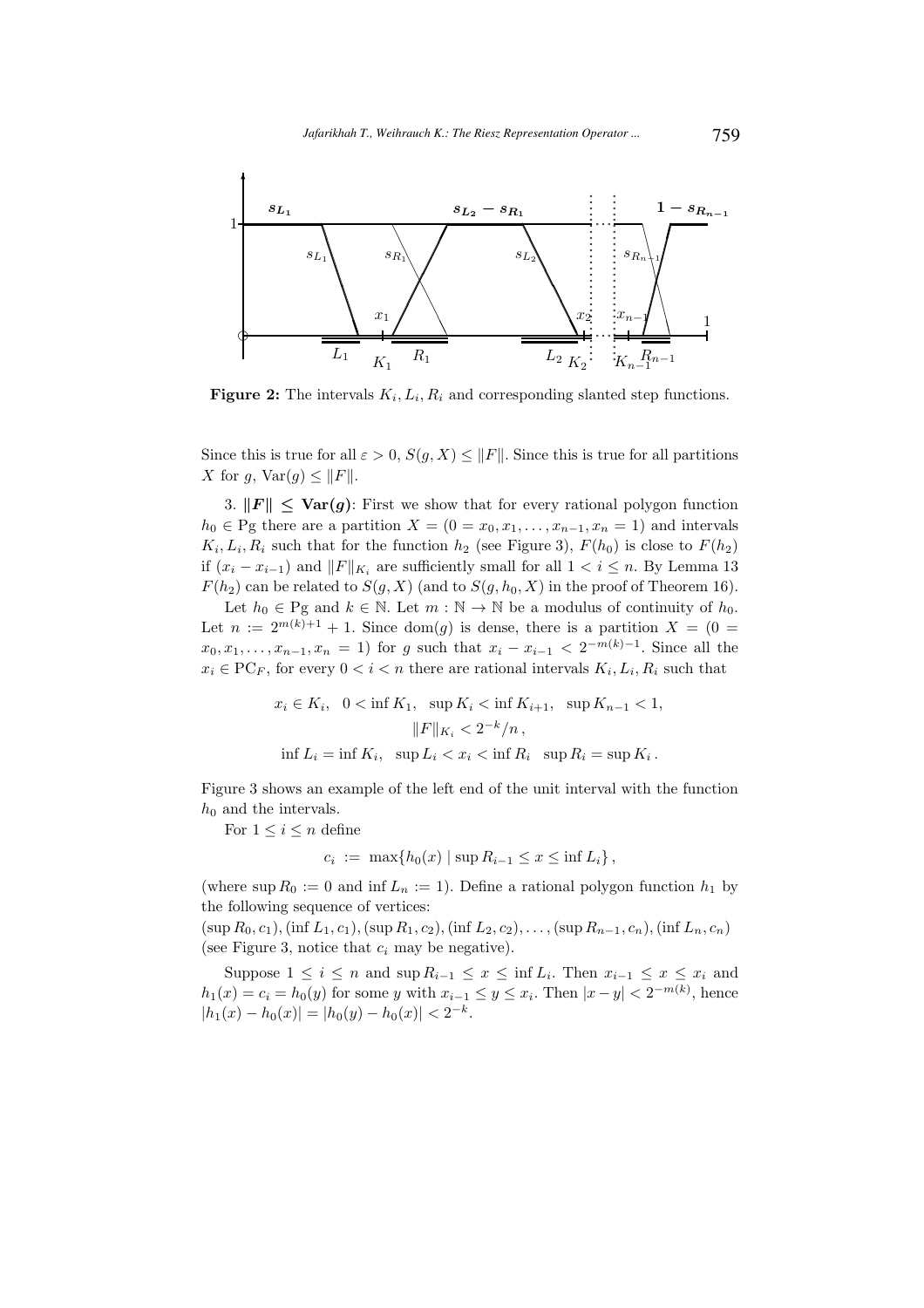**Figure 2:** The intervals $K_i, L_i, R_i$ and corresponding slanted step functions.

Since this is true for all $\varepsilon > 0$, $S(g, X) \leq \|F\|$. Since this is true for all partitions $X$ for $g$, $\mathrm{Var}(g) \leq \|F\|$.

3. $\|F\| \leq \mathbf{Var}(g)$: First we show that for every rational polygon function $h_0 \in \mathrm{Pg}$ there are a partition $X = (0 = x_0, x_1, \ldots, x_{n-1}, x_n = 1)$ and intervals $K_i, L_i, R_i$ such that for the function $h_2$ (see Figure 3), $F(h_0)$ is close to $F(h_2)$ if $(x_i - x_{i-1})$ and $\|F\|_{K_i}$ are sufficiently small for all $1 < i \leq n$. By Lemma 13 $F(h_2)$ can be related to $S(g, X)$ (and to $S(g, h_0, X)$ in the proof of Theorem 16).

Let $h_0 \in \mathrm{Pg}$ and $k \in \mathbb{N}$. Let $m : \mathbb{N} \to \mathbb{N}$ be a modulus of continuity of $h_0$. Let $n := 2^{m(k)+1} + 1$. Since $\mathrm{dom}(g)$ is dense, there is a partition $X = (0 = x_0, x_1, \ldots, x_{n-1}, x_n = 1)$ for $g$ such that $x_i - x_{i-1} < 2^{-m(k)-1}$. Since all the $x_i \in \mathrm{PC}_F$, for every $0 < i < n$ there are rational intervals $K_i, L_i, R_i$ such that

$$x_i \in K_i, \quad 0 < \inf K_1, \quad \sup K_i < \inf K_{i+1}, \quad \sup K_{n-1} < 1,$$
$$\|F\|_{K_i} < 2^{-k}/n\,,$$
$$\inf L_i = \inf K_i, \quad \sup L_i < x_i < \inf R_i \quad \sup R_i = \sup K_i\,.$$

Figure 3 shows an example of the left end of the unit interval with the function $h_0$ and the intervals.

For $1 \leq i \leq n$ define

$$c_i := \max\{h_0(x) \mid \sup R_{i-1} \leq x \leq \inf L_i\}\,,$$

(where $\sup R_0 := 0$ and $\inf L_n := 1$). Define a rational polygon function $h_1$ by the following sequence of vertices:
$(\sup R_0, c_1), (\inf L_1, c_1), (\sup R_1, c_2), (\inf L_2, c_2), \ldots, (\sup R_{n-1}, c_n), (\inf L_n, c_n)$ (see Figure 3, notice that $c_i$ may be negative).

Suppose $1 \leq i \leq n$ and $\sup R_{i-1} \leq x \leq \inf L_i$. Then $x_{i-1} \leq x \leq x_i$ and $h_1(x) = c_i = h_0(y)$ for some $y$ with $x_{i-1} \leq y \leq x_i$. Then $|x - y| < 2^{-m(k)}$, hence $|h_1(x) - h_0(x)| = |h_0(y) - h_0(x)| < 2^{-k}$.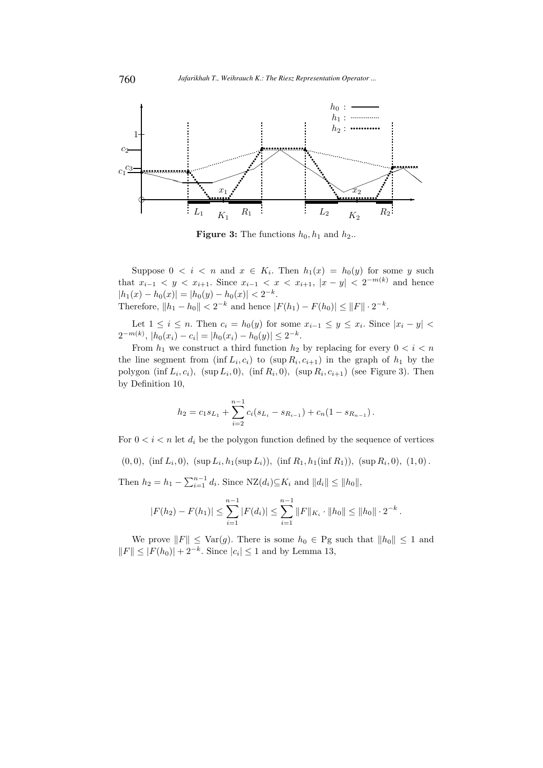**Figure 3:** The functions $h_0, h_1$ and $h_2$..

Suppose $0 < i < n$ and $x \in K_i$. Then $h_1(x) = h_0(y)$ for some $y$ such that $x_{i-1} < y < x_{i+1}$. Since $x_{i-1} < x < x_{i+1}$, $|x - y| < 2^{-m(k)}$ and hence $|h_1(x) - h_0(x)| = |h_0(y) - h_0(x)| < 2^{-k}$.
Therefore, $\|h_1 - h_0\| < 2^{-k}$ and hence $|F(h_1) - F(h_0)| \leq \|F\| \cdot 2^{-k}$.

Let $1 \leq i \leq n$. Then $c_i = h_0(y)$ for some $x_{i-1} \leq y \leq x_i$. Since $|x_i - y| < 2^{-m(k)}$, $|h_0(x_i) - c_i| = |h_0(x_i) - h_0(y)| \leq 2^{-k}$.

From $h_1$ we construct a third function $h_2$ by replacing for every $0 < i < n$ the line segment from $(\inf L_i, c_i)$ to $(\sup R_i, c_{i+1})$ in the graph of $h_1$ by the polygon $(\inf L_i, c_i)$, $(\sup L_i, 0)$, $(\inf R_i, 0)$, $(\sup R_i, c_{i+1})$ (see Figure 3). Then by Definition 10,

$$h_2 = c_1 s_{L_1} + \sum_{i=2}^{n-1} c_i (s_{L_i} - s_{R_{i-1}}) + c_n (1 - s_{R_{n-1}}) \,.$$

For $0 < i < n$ let $d_i$ be the polygon function defined by the sequence of vertices

$$(0, 0),\ (\inf L_i, 0),\ (\sup L_i, h_1(\sup L_i)),\ (\inf R_1, h_1(\inf R_1)),\ (\sup R_i, 0),\ (1, 0) \,.$$

Then $h_2 = h_1 - \sum_{i=1}^{n-1} d_i$. Since $\mathrm{NZ}(d_i) \subseteq K_i$ and $\|d_i\| \leq \|h_0\|$,

$$|F(h_2) - F(h_1)| \leq \sum_{i=1}^{n-1} |F(d_i)| \leq \sum_{i=1}^{n-1} \|F\|_{K_i} \cdot \|h_0\| \leq \|h_0\| \cdot 2^{-k} \,.$$

We prove $\|F\| \leq \mathrm{Var}(g)$. There is some $h_0 \in \mathrm{Pg}$ such that $\|h_0\| \leq 1$ and $\|F\| \leq |F(h_0)| + 2^{-k}$. Since $|c_i| \leq 1$ and by Lemma 13,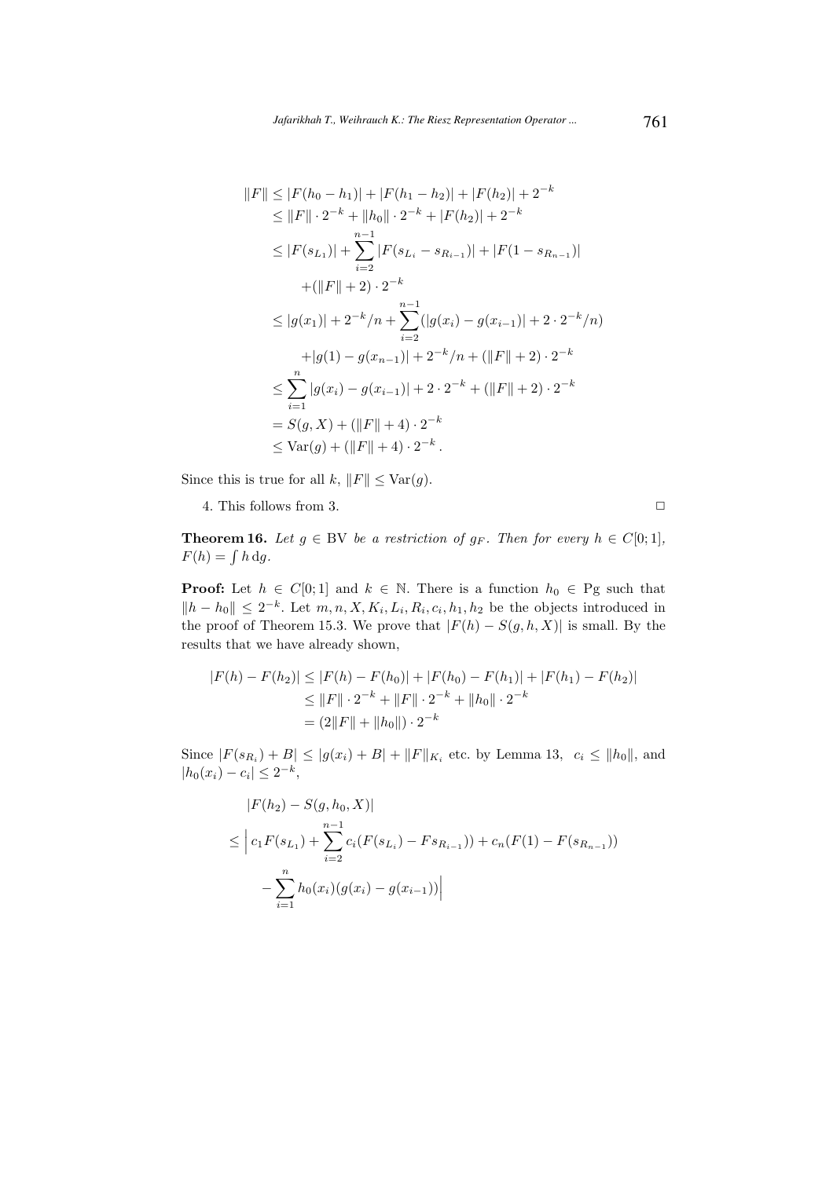$$
\begin{aligned}
\|F\| &\leq |F(h_0 - h_1)| + |F(h_1 - h_2)| + |F(h_2)| + 2^{-k} \\
&\leq \|F\| \cdot 2^{-k} + \|h_0\| \cdot 2^{-k} + |F(h_2)| + 2^{-k} \\
&\leq |F(s_{L_1})| + \sum_{i=2}^{n-1} |F(s_{L_i} - s_{R_{i-1}})| + |F(1 - s_{R_{n-1}})| \\
&\quad + (\|F\| + 2) \cdot 2^{-k} \\
&\leq |g(x_1)| + 2^{-k}/n + \sum_{i=2}^{n-1} (|g(x_i) - g(x_{i-1})| + 2 \cdot 2^{-k}/n) \\
&\quad + |g(1) - g(x_{n-1})| + 2^{-k}/n + (\|F\| + 2) \cdot 2^{-k} \\
&\leq \sum_{i=1}^{n} |g(x_i) - g(x_{i-1})| + 2 \cdot 2^{-k} + (\|F\| + 2) \cdot 2^{-k} \\
&= S(g, X) + (\|F\| + 4) \cdot 2^{-k} \\
&\leq \mathrm{Var}(g) + (\|F\| + 4) \cdot 2^{-k} .
\end{aligned}
$$

Since this is true for all $k$, $\|F\| \leq \mathrm{Var}(g)$.

4. This follows from 3. □

**Theorem 16.** *Let $g \in \mathrm{BV}$ be a restriction of $g_F$. Then for every $h \in C[0;1]$, $F(h) = \int h \, \mathrm{d}g$.*

**Proof:** Let $h \in C[0;1]$ and $k \in \mathbb{N}$. There is a function $h_0 \in \mathrm{Pg}$ such that $\|h - h_0\| \leq 2^{-k}$. Let $m, n, X, K_i, L_i, R_i, c_i, h_1, h_2$ be the objects introduced in the proof of Theorem 15.3. We prove that $|F(h) - S(g, h, X)|$ is small. By the results that we have already shown,

$$
\begin{aligned}
|F(h) - F(h_2)| &\leq |F(h) - F(h_0)| + |F(h_0) - F(h_1)| + |F(h_1) - F(h_2)| \\
&\leq \|F\| \cdot 2^{-k} + \|F\| \cdot 2^{-k} + \|h_0\| \cdot 2^{-k} \\
&= (2\|F\| + \|h_0\|) \cdot 2^{-k}
\end{aligned}
$$

Since $|F(s_{R_i}) + B| \leq |g(x_i) + B| + \|F\|_{K_i}$ etc. by Lemma 13, $c_i \leq \|h_0\|$, and $|h_0(x_i) - c_i| \leq 2^{-k}$,

$$
\begin{aligned}
&|F(h_2) - S(g, h_0, X)| \\
&\leq \Big| c_1 F(s_{L_1}) + \sum_{i=2}^{n-1} c_i (F(s_{L_i}) - F s_{R_{i-1}})) + c_n (F(1) - F(s_{R_{n-1}})) \\
&\quad - \sum_{i=1}^{n} h_0(x_i)(g(x_i) - g(x_{i-1})) \Big|
\end{aligned}
$$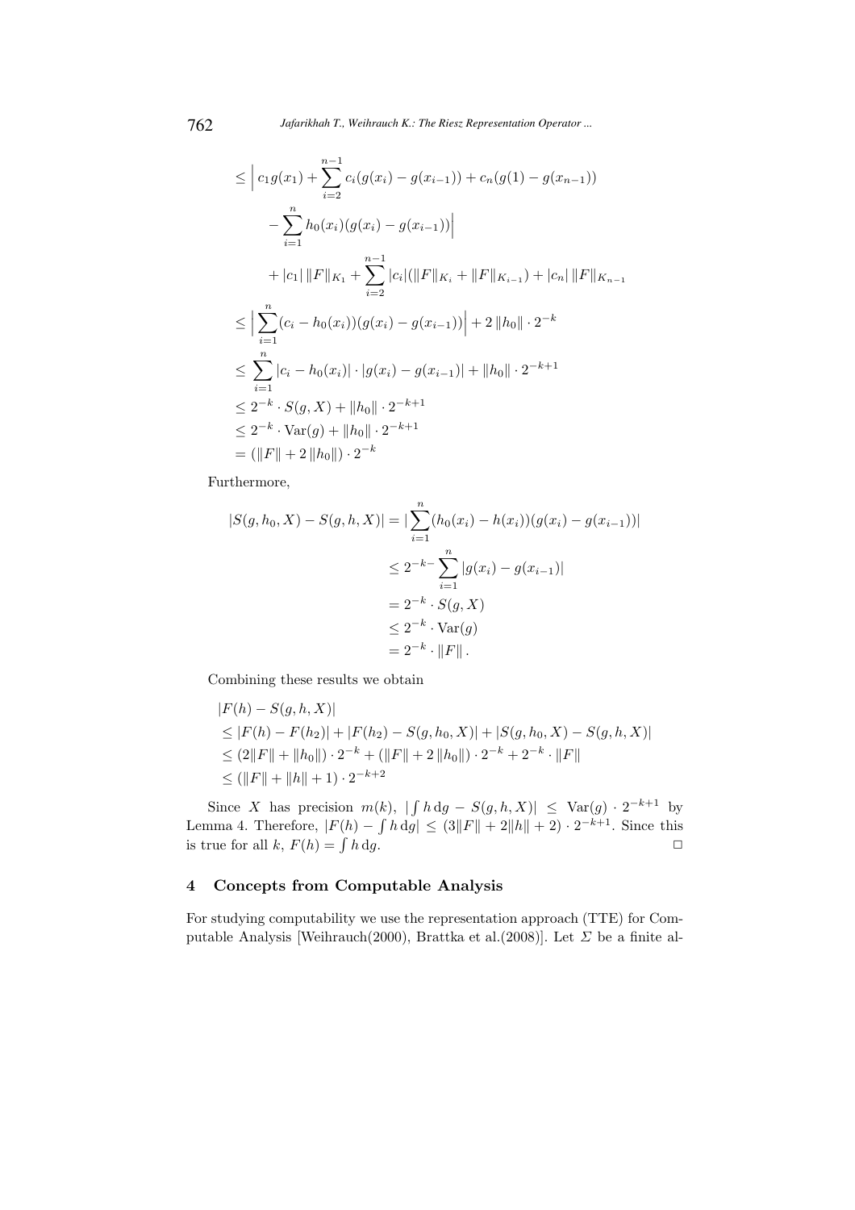$$
\begin{aligned}
&\leq \Big| c_1 g(x_1) + \sum_{i=2}^{n-1} c_i (g(x_i) - g(x_{i-1})) + c_n (g(1) - g(x_{n-1})) \\
&\qquad - \sum_{i=1}^{n} h_0(x_i)(g(x_i) - g(x_{i-1})) \Big| \\
&\qquad + |c_1| \, \|F\|_{K_1} + \sum_{i=2}^{n-1} |c_i| (\|F\|_{K_i} + \|F\|_{K_{i-1}}) + |c_n| \, \|F\|_{K_{n-1}} \\
&\leq \Big| \sum_{i=1}^{n} (c_i - h_0(x_i))(g(x_i) - g(x_{i-1})) \Big| + 2 \, \|h_0\| \cdot 2^{-k} \\
&\leq \sum_{i=1}^{n} |c_i - h_0(x_i)| \cdot |g(x_i) - g(x_{i-1})| + \|h_0\| \cdot 2^{-k+1} \\
&\leq 2^{-k} \cdot S(g, X) + \|h_0\| \cdot 2^{-k+1} \\
&\leq 2^{-k} \cdot \mathrm{Var}(g) + \|h_0\| \cdot 2^{-k+1} \\
&= (\|F\| + 2 \, \|h_0\|) \cdot 2^{-k}
\end{aligned}
$$

Furthermore,

$$
\begin{aligned}
|S(g, h_0, X) - S(g, h, X)| &= |\sum_{i=1}^{n} (h_0(x_i) - h(x_i))(g(x_i) - g(x_{i-1}))| \\
&\leq 2^{-k-} \sum_{i=1}^{n} |g(x_i) - g(x_{i-1})| \\
&= 2^{-k} \cdot S(g, X) \\
&\leq 2^{-k} \cdot \mathrm{Var}(g) \\
&= 2^{-k} \cdot \|F\| .
\end{aligned}
$$

Combining these results we obtain

$$
\begin{aligned}
&|F(h) - S(g, h, X)| \\
&\leq |F(h) - F(h_2)| + |F(h_2) - S(g, h_0, X)| + |S(g, h_0, X) - S(g, h, X)| \\
&\leq (2\|F\| + \|h_0\|) \cdot 2^{-k} + (\|F\| + 2 \, \|h_0\|) \cdot 2^{-k} + 2^{-k} \cdot \|F\| \\
&\leq (\|F\| + \|h\| + 1) \cdot 2^{-k+2}
\end{aligned}
$$

Since $X$ has precision $m(k)$, $|\int h \, \mathrm{d}g - S(g, h, X)| \leq \mathrm{Var}(g) \cdot 2^{-k+1}$ by Lemma 4. Therefore, $|F(h) - \int h \, \mathrm{d}g| \leq (3\|F\| + 2\|h\| + 2) \cdot 2^{-k+1}$. Since this is true for all $k$, $F(h) = \int h \, \mathrm{d}g$. □

## 4 Concepts from Computable Analysis

For studying computability we use the representation approach (TTE) for Computable Analysis [Weihrauch(2000), Brattka et al.(2008)]. Let $\Sigma$ be a finite al-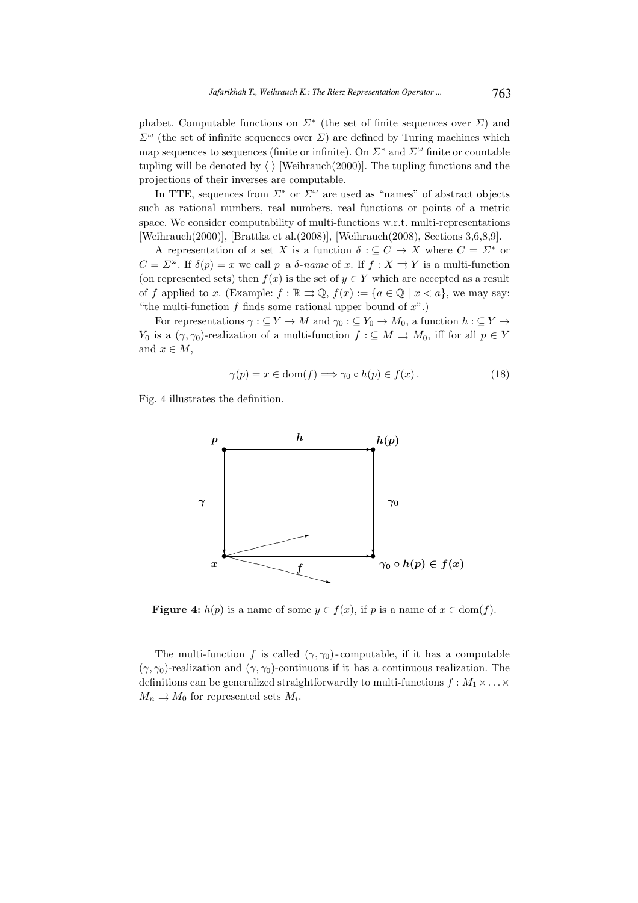phabet. Computable functions on $\Sigma^*$ (the set of finite sequences over $\Sigma$) and $\Sigma^\omega$ (the set of infinite sequences over $\Sigma$) are defined by Turing machines which map sequences to sequences (finite or infinite). On $\Sigma^*$ and $\Sigma^\omega$ finite or countable tupling will be denoted by $\langle \ \rangle$ [Weihrauch(2000)]. The tupling functions and the projections of their inverses are computable.

In TTE, sequences from $\Sigma^*$ or $\Sigma^\omega$ are used as "names" of abstract objects such as rational numbers, real numbers, real functions or points of a metric space. We consider computability of multi-functions w.r.t. multi-representations [Weihrauch(2000)], [Brattka et al.(2008)], [Weihrauch(2008), Sections 3,6,8,9].

A representation of a set $X$ is a function $\delta :\subseteq C \to X$ where $C = \Sigma^*$ or $C = \Sigma^\omega$. If $\delta(p) = x$ we call $p$ a *$\delta$-name* of $x$. If $f : X \rightrightarrows Y$ is a multi-function (on represented sets) then $f(x)$ is the set of $y \in Y$ which are accepted as a result of $f$ applied to $x$. (Example: $f : \mathbb{R} \rightrightarrows \mathbb{Q}$, $f(x) := \{a \in \mathbb{Q} \mid x < a\}$, we may say: "the multi-function $f$ finds some rational upper bound of $x$".)

For representations $\gamma :\subseteq Y \to M$ and $\gamma_0 :\subseteq Y_0 \to M_0$, a function $h :\subseteq Y \to Y_0$ is a $(\gamma, \gamma_0)$-realization of a multi-function $f :\subseteq M \rightrightarrows M_0$, iff for all $p \in Y$ and $x \in M$,

$$\gamma(p) = x \in \mathrm{dom}(f) \Longrightarrow \gamma_0 \circ h(p) \in f(x)\,. \tag{18}$$

Fig. 4 illustrates the definition.

**Figure 4:** $h(p)$ is a name of some $y \in f(x)$, if $p$ is a name of $x \in \mathrm{dom}(f)$.

The multi-function $f$ is called $(\gamma, \gamma_0)$-computable, if it has a computable $(\gamma, \gamma_0)$-realization and $(\gamma, \gamma_0)$-continuous if it has a continuous realization. The definitions can be generalized straightforwardly to multi-functions $f : M_1 \times \ldots \times M_n \rightrightarrows M_0$ for represented sets $M_i$.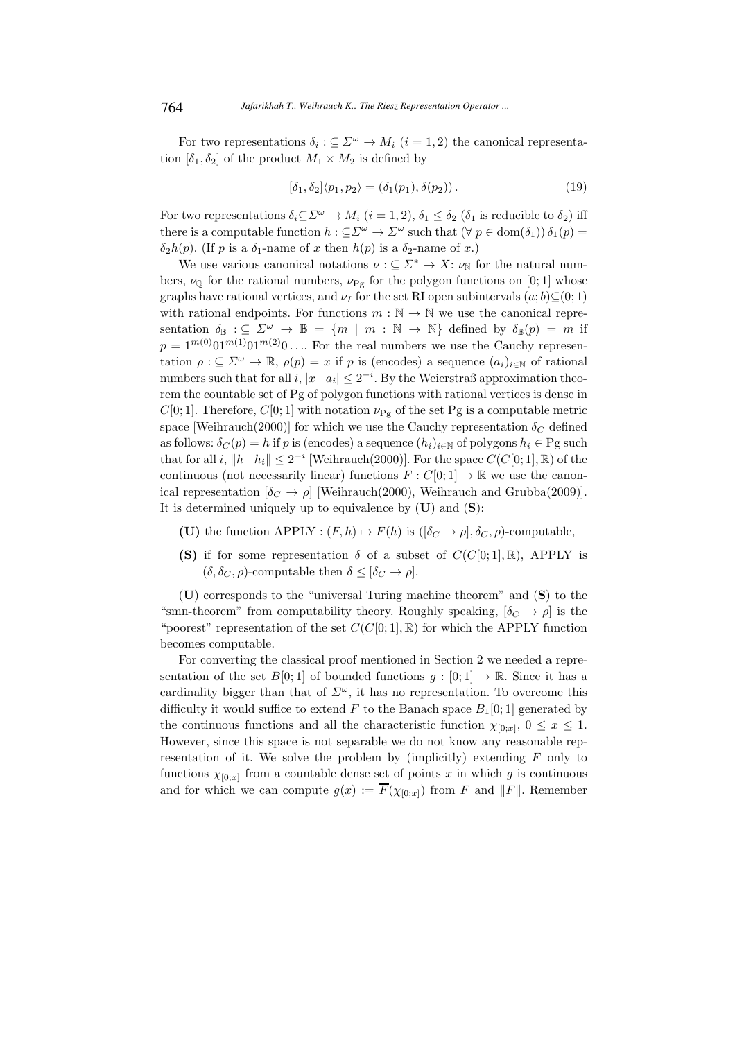For two representations $\delta_i :\subseteq \Sigma^\omega \to M_i$ $(i = 1, 2)$ the canonical representation $[\delta_1, \delta_2]$ of the product $M_1 \times M_2$ is defined by

$$[\delta_1, \delta_2]\langle p_1, p_2\rangle = (\delta_1(p_1), \delta(p_2)) \,. \tag{19}$$

For two representations $\delta_i \subseteq \Sigma^\omega \rightrightarrows M_i$ $(i = 1, 2)$, $\delta_1 \leq \delta_2$ ($\delta_1$ is reducible to $\delta_2$) iff there is a computable function $h :\subseteq \Sigma^\omega \to \Sigma^\omega$ such that $(\forall\, p \in \mathrm{dom}(\delta_1))\, \delta_1(p) = \delta_2 h(p)$. (If $p$ is a $\delta_1$-name of $x$ then $h(p)$ is a $\delta_2$-name of $x$.)

We use various canonical notations $\nu :\subseteq \Sigma^* \to X$: $\nu_\mathbb{N}$ for the natural numbers, $\nu_\mathbb{Q}$ for the rational numbers, $\nu_{\mathrm{Pg}}$ for the polygon functions on $[0;1]$ whose graphs have rational vertices, and $\nu_I$ for the set RI open subintervals $(a;b) \subseteq (0;1)$ with rational endpoints. For functions $m : \mathbb{N} \to \mathbb{N}$ we use the canonical representation $\delta_\mathbb{B} :\subseteq \Sigma^\omega \to \mathbb{B} = \{m \mid m : \mathbb{N} \to \mathbb{N}\}$ defined by $\delta_\mathbb{B}(p) = m$ if $p = 1^{m(0)}01^{m(1)}01^{m(2)}0\ldots$. For the real numbers we use the Cauchy representation $\rho :\subseteq \Sigma^\omega \to \mathbb{R}$, $\rho(p) = x$ if $p$ is (encodes) a sequence $(a_i)_{i\in\mathbb{N}}$ of rational numbers such that for all $i$, $|x - a_i| \leq 2^{-i}$. By the Weierstraß approximation theorem the countable set of Pg of polygon functions with rational vertices is dense in $C[0;1]$. Therefore, $C[0;1]$ with notation $\nu_{\mathrm{Pg}}$ of the set Pg is a computable metric space [Weihrauch(2000)] for which we use the Cauchy representation $\delta_C$ defined as follows: $\delta_C(p) = h$ if $p$ is (encodes) a sequence $(h_i)_{i\in\mathbb{N}}$ of polygons $h_i \in \mathrm{Pg}$ such that for all $i$, $\|h - h_i\| \leq 2^{-i}$ [Weihrauch(2000)]. For the space $C(C[0;1], \mathbb{R})$ of the continuous (not necessarily linear) functions $F : C[0;1] \to \mathbb{R}$ we use the canonical representation $[\delta_C \to \rho]$ [Weihrauch(2000), Weihrauch and Grubba(2009)]. It is determined uniquely up to equivalence by (**U**) and (**S**):

- **(U)** the function APPLY : $(F, h) \mapsto F(h)$ is $([\delta_C \to \rho], \delta_C, \rho)$-computable,
- **(S)** if for some representation $\delta$ of a subset of $C(C[0;1], \mathbb{R})$, APPLY is $(\delta, \delta_C, \rho)$-computable then $\delta \leq [\delta_C \to \rho]$.

(**U**) corresponds to the "universal Turing machine theorem" and (**S**) to the "smn-theorem" from computability theory. Roughly speaking, $[\delta_C \to \rho]$ is the "poorest" representation of the set $C(C[0;1], \mathbb{R})$ for which the APPLY function becomes computable.

For converting the classical proof mentioned in Section 2 we needed a representation of the set $B[0;1]$ of bounded functions $g : [0;1] \to \mathbb{R}$. Since it has a cardinality bigger than that of $\Sigma^\omega$, it has no representation. To overcome this difficulty it would suffice to extend $F$ to the Banach space $B_1[0;1]$ generated by the continuous functions and all the characteristic function $\chi_{[0;x]}$, $0 \leq x \leq 1$. However, since this space is not separable we do not know any reasonable representation of it. We solve the problem by (implicitly) extending $F$ only to functions $\chi_{[0;x]}$ from a countable dense set of points $x$ in which $g$ is continuous and for which we can compute $g(x) := \overline{F}(\chi_{[0;x]})$ from $F$ and $\|F\|$. Remember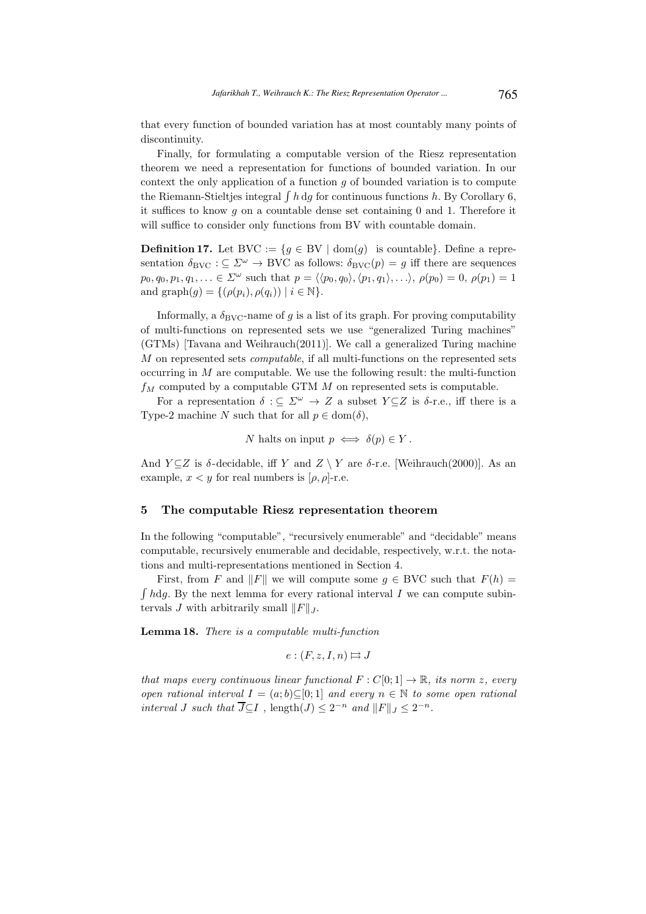that every function of bounded variation has at most countably many points of discontinuity.

Finally, for formulating a computable version of the Riesz representation theorem we need a representation for functions of bounded variation. In our context the only application of a function $g$ of bounded variation is to compute the Riemann-Stieltjes integral $\int h \, \mathrm{d}g$ for continuous functions $h$. By Corollary 6, it suffices to know $g$ on a countable dense set containing 0 and 1. Therefore it will suffice to consider only functions from BV with countable domain.

**Definition 17.** Let $\mathrm{BVC} := \{g \in \mathrm{BV} \mid \mathrm{dom}(g) \text{ is countable}\}$. Define a representation $\delta_{\mathrm{BVC}} :\subseteq \Sigma^\omega \to \mathrm{BVC}$ as follows: $\delta_{\mathrm{BVC}}(p) = g$ iff there are sequences $p_0, q_0, p_1, q_1, \ldots \in \Sigma^\omega$ such that $p = \langle \langle p_0, q_0 \rangle, \langle p_1, q_1 \rangle, \ldots \rangle$, $\rho(p_0) = 0$, $\rho(p_1) = 1$ and $\mathrm{graph}(g) = \{(\rho(p_i), \rho(q_i)) \mid i \in \mathbb{N}\}$.

Informally, a $\delta_{\mathrm{BVC}}$-name of $g$ is a list of its graph. For proving computability of multi-functions on represented sets we use "generalized Turing machines" (GTMs) [Tavana and Weihrauch(2011)]. We call a generalized Turing machine $M$ on represented sets *computable*, if all multi-functions on the represented sets occurring in $M$ are computable. We use the following result: the multi-function $f_M$ computed by a computable GTM $M$ on represented sets is computable.

For a representation $\delta :\subseteq \Sigma^\omega \to Z$ a subset $Y \subseteq Z$ is $\delta$-r.e., iff there is a Type-2 machine $N$ such that for all $p \in \mathrm{dom}(\delta)$,

$$N \text{ halts on input } p \iff \delta(p) \in Y .$$

And $Y \subseteq Z$ is $\delta$-decidable, iff $Y$ and $Z \setminus Y$ are $\delta$-r.e. [Weihrauch(2000)]. As an example, $x < y$ for real numbers is $[\rho, \rho]$-r.e.

## 5 The computable Riesz representation theorem

In the following "computable", "recursively enumerable" and "decidable" means computable, recursively enumerable and decidable, respectively, w.r.t. the notations and multi-representations mentioned in Section 4.

First, from $F$ and $\|F\|$ we will compute some $g \in \mathrm{BVC}$ such that $F(h) = \int h \mathrm{d}g$. By the next lemma for every rational interval $I$ we can compute subintervals $J$ with arbitrarily small $\|F\|_J$.

**Lemma 18.** *There is a computable multi-function*

$$e : (F, z, I, n) \rightrightarrows J$$

*that maps every continuous linear functional $F : C[0;1] \to \mathbb{R}$, its norm $z$, every open rational interval $I = (a;b) \subseteq [0;1]$ and every $n \in \mathbb{N}$ to some open rational interval $J$ such that $\overline{J} \subseteq I$ , $\mathrm{length}(J) \leq 2^{-n}$ and $\|F\|_J \leq 2^{-n}$.*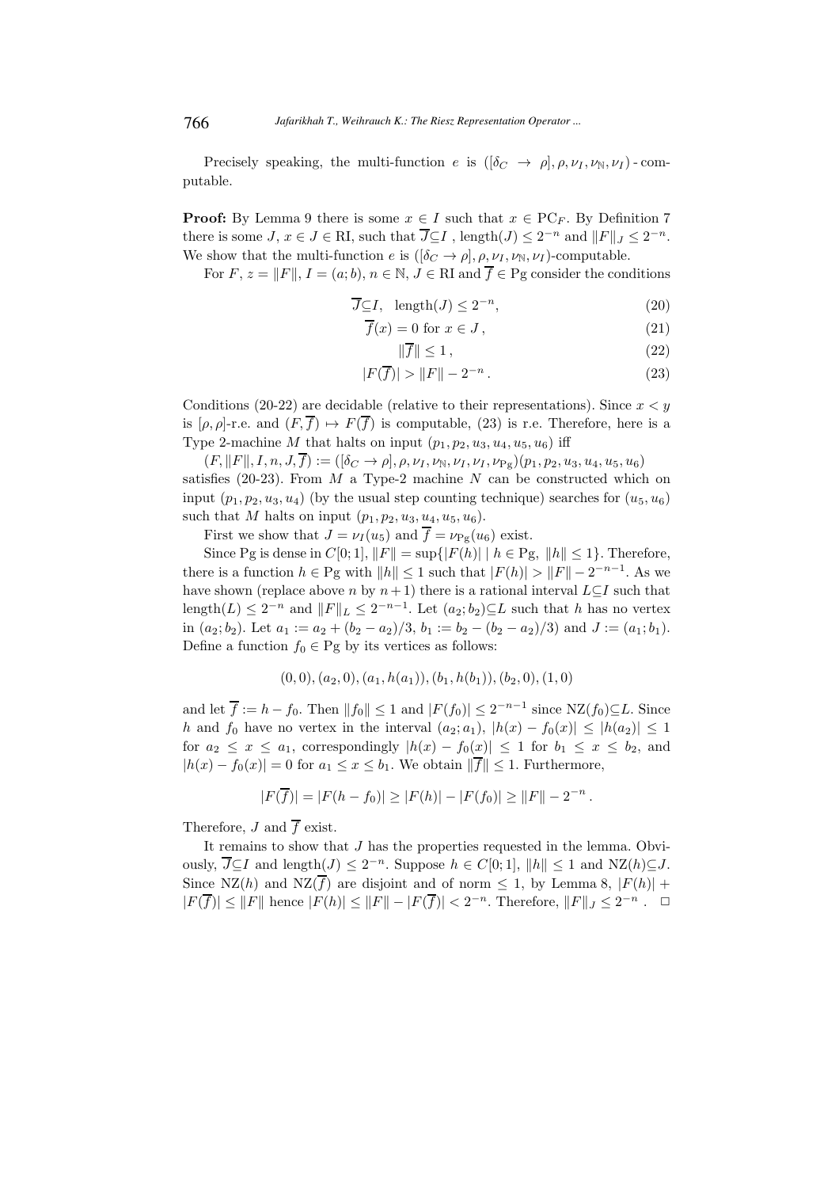Precisely speaking, the multi-function $e$ is $([\delta_C \to \rho], \rho, \nu_I, \nu_{\mathbb{N}}, \nu_I)$ - computable.

**Proof:** By Lemma 9 there is some $x \in I$ such that $x \in \mathrm{PC}_F$. By Definition 7 there is some $J$, $x \in J \in \mathrm{RI}$, such that $\overline{J} \subseteq I$ , $\mathrm{length}(J) \leq 2^{-n}$ and $\|F\|_J \leq 2^{-n}$. We show that the multi-function $e$ is $([\delta_C \to \rho], \rho, \nu_I, \nu_{\mathbb{N}}, \nu_I)$-computable.

For $F$, $z = \|F\|$, $I = (a; b)$, $n \in \mathbb{N}$, $J \in \mathrm{RI}$ and $\overline{f} \in \mathrm{Pg}$ consider the conditions

$$\overline{J} \subseteq I, \quad \mathrm{length}(J) \leq 2^{-n}, \tag{20}$$

$$\overline{f}(x) = 0 \text{ for } x \in J\,, \tag{21}$$

$$\|\overline{f}\| \leq 1\,, \tag{22}$$

$$|F(\overline{f})| > \|F\| - 2^{-n}\,. \tag{23}$$

Conditions (20-22) are decidable (relative to their representations). Since $x < y$ is $[\rho, \rho]$-r.e. and $(F, \overline{f}) \mapsto F(\overline{f})$ is computable, (23) is r.e. Therefore, here is a Type 2-machine $M$ that halts on input $(p_1, p_2, u_3, u_4, u_5, u_6)$ iff

$(F, \|F\|, I, n, J, \overline{f}) := ([\delta_C \to \rho], \rho, \nu_I, \nu_{\mathbb{N}}, \nu_I, \nu_{\mathrm{Pg}})(p_1, p_2, u_3, u_4, u_5, u_6)$ satisfies (20-23). From $M$ a Type-2 machine $N$ can be constructed which on input $(p_1, p_2, u_3, u_4)$ (by the usual step counting technique) searches for $(u_5, u_6)$ such that $M$ halts on input $(p_1, p_2, u_3, u_4, u_5, u_6)$.

First we show that $J = \nu_I(u_5)$ and $\overline{f} = \nu_{\mathrm{Pg}}(u_6)$ exist.

Since Pg is dense in $C[0; 1]$, $\|F\| = \sup\{|F(h)| \mid h \in \mathrm{Pg}, \ \|h\| \leq 1\}$. Therefore, there is a function $h \in \mathrm{Pg}$ with $\|h\| \leq 1$ such that $|F(h)| > \|F\| - 2^{-n-1}$. As we have shown (replace above $n$ by $n+1$) there is a rational interval $L \subseteq I$ such that $\mathrm{length}(L) \leq 2^{-n}$ and $\|F\|_L \leq 2^{-n-1}$. Let $(a_2; b_2) \subseteq L$ such that $h$ has no vertex in $(a_2; b_2)$. Let $a_1 := a_2 + (b_2 - a_2)/3$, $b_1 := b_2 - (b_2 - a_2)/3)$ and $J := (a_1; b_1)$. Define a function $f_0 \in \mathrm{Pg}$ by its vertices as follows:

$$(0, 0), (a_2, 0), (a_1, h(a_1)), (b_1, h(b_1)), (b_2, 0), (1, 0)$$

and let $\overline{f} := h - f_0$. Then $\|f_0\| \leq 1$ and $|F(f_0)| \leq 2^{-n-1}$ since $\mathrm{NZ}(f_0) \subseteq L$. Since $h$ and $f_0$ have no vertex in the interval $(a_2; a_1)$, $|h(x) - f_0(x)| \leq |h(a_2)| \leq 1$ for $a_2 \leq x \leq a_1$, correspondingly $|h(x) - f_0(x)| \leq 1$ for $b_1 \leq x \leq b_2$, and $|h(x) - f_0(x)| = 0$ for $a_1 \leq x \leq b_1$. We obtain $\|\overline{f}\| \leq 1$. Furthermore,

$$|F(\overline{f})| = |F(h - f_0)| \geq |F(h)| - |F(f_0)| \geq \|F\| - 2^{-n}\,.$$

Therefore, $J$ and $\overline{f}$ exist.

It remains to show that $J$ has the properties requested in the lemma. Obviously, $\overline{J} \subseteq I$ and $\mathrm{length}(J) \leq 2^{-n}$. Suppose $h \in C[0; 1]$, $\|h\| \leq 1$ and $\mathrm{NZ}(h) \subseteq J$. Since $\mathrm{NZ}(h)$ and $\mathrm{NZ}(\overline{f})$ are disjoint and of norm $\leq 1$, by Lemma 8, $|F(h)| + |F(\overline{f})| \leq \|F\|$ hence $|F(h)| \leq \|F\| - |F(\overline{f})| < 2^{-n}$. Therefore, $\|F\|_J \leq 2^{-n}$ . $\square$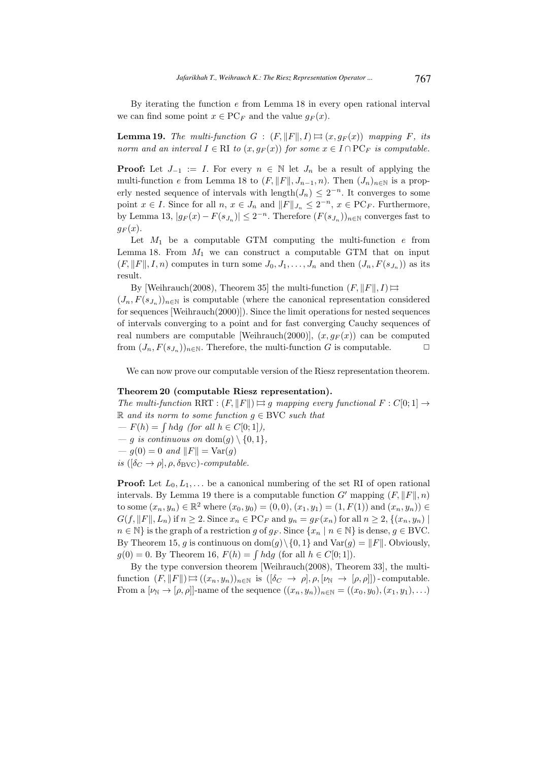By iterating the function $e$ from Lemma 18 in every open rational interval we can find some point $x \in \mathrm{PC}_F$ and the value $g_F(x)$.

**Lemma 19.** *The multi-function $G : (F, \|F\|, I) \rightrightarrows (x, g_F(x))$ mapping $F$, its norm and an interval $I \in \mathrm{RI}$ to $(x, g_F(x))$ for some $x \in I \cap \mathrm{PC}_F$ is computable.*

**Proof:** Let $J_{-1} := I$. For every $n \in \mathbb{N}$ let $J_n$ be a result of applying the multi-function $e$ from Lemma 18 to $(F, \|F\|, J_{n-1}, n)$. Then $(J_n)_{n\in\mathbb{N}}$ is a properly nested sequence of intervals with $\mathrm{length}(J_n) \leq 2^{-n}$. It converges to some point $x \in I$. Since for all $n$, $x \in J_n$ and $\|F\|_{J_n} \leq 2^{-n}$, $x \in \mathrm{PC}_F$. Furthermore, by Lemma 13, $|g_F(x) - F(s_{J_n})| \leq 2^{-n}$. Therefore $(F(s_{J_n}))_{n\in\mathbb{N}}$ converges fast to $g_F(x)$.

Let $M_1$ be a computable GTM computing the multi-function $e$ from Lemma 18. From $M_1$ we can construct a computable GTM that on input $(F, \|F\|, I, n)$ computes in turn some $J_0, J_1, \ldots, J_n$ and then $(J_n, F(s_{J_n}))$ as its result.

By [Weihrauch(2008), Theorem 35] the multi-function $(F, \|F\|, I) \rightrightarrows$ $(J_n, F(s_{J_n}))_{n\in\mathbb{N}}$ is computable (where the canonical representation considered for sequences [Weihrauch(2000)]). Since the limit operations for nested sequences of intervals converging to a point and for fast converging Cauchy sequences of real numbers are computable [Weihrauch(2000)], $(x, g_F(x))$ can be computed from $(J_n, F(s_{J_n}))_{n\in\mathbb{N}}$. Therefore, the multi-function $G$ is computable. $\square$

We can now prove our computable version of the Riesz representation theorem.

**Theorem 20 (computable Riesz representation).**
*The multi-function $\mathrm{RRT} : (F, \|F\|) \rightrightarrows g$ mapping every functional $F : C[0;1] \to \mathbb{R}$ and its norm to some function $g \in \mathrm{BVC}$ such that*

- *$F(h) = \int h \mathrm{d}g$ (for all $h \in C[0;1]$),*
- *$g$ is continuous on $\mathrm{dom}(g) \setminus \{0, 1\}$,*
- *$g(0) = 0$ and $\|F\| = \mathrm{Var}(g)$*

*is $([\delta_C \to \rho], \rho, \delta_{\mathrm{BVC}})$-computable.*

**Proof:** Let $L_0, L_1, \ldots$ be a canonical numbering of the set RI of open rational intervals. By Lemma 19 there is a computable function $G'$ mapping $(F, \|F\|, n)$ to some $(x_n, y_n) \in \mathbb{R}^2$ where $(x_0, y_0) = (0, 0)$, $(x_1, y_1) = (1, F(1))$ and $(x_n, y_n)) \in G(f, \|F\|, L_n)$ if $n \geq 2$. Since $x_n \in \mathrm{PC}_F$ and $y_n = g_F(x_n)$ for all $n \geq 2$, $\{(x_n, y_n) \mid n \in \mathbb{N}\}$ is the graph of a restriction $g$ of $g_F$. Since $\{x_n \mid n \in \mathbb{N}\}$ is dense, $g \in \mathrm{BVC}$. By Theorem 15, $g$ is continuous on $\mathrm{dom}(g) \setminus \{0, 1\}$ and $\mathrm{Var}(g) = \|F\|$. Obviously, $g(0) = 0$. By Theorem 16, $F(h) = \int h \mathrm{d}g$ (for all $h \in C[0;1]$).

By the type conversion theorem [Weihrauch(2008), Theorem 33], the multi-function $(F, \|F\|) \rightrightarrows ((x_n, y_n))_{n\in\mathbb{N}}$ is $([\delta_C \to \rho], \rho, [\nu_{\mathbb{N}} \to [\rho, \rho]])$-computable. From a $[\nu_{\mathbb{N}} \to [\rho, \rho]]$-name of the sequence $((x_n, y_n))_{n\in\mathbb{N}} = ((x_0, y_0), (x_1, y_1), \ldots)$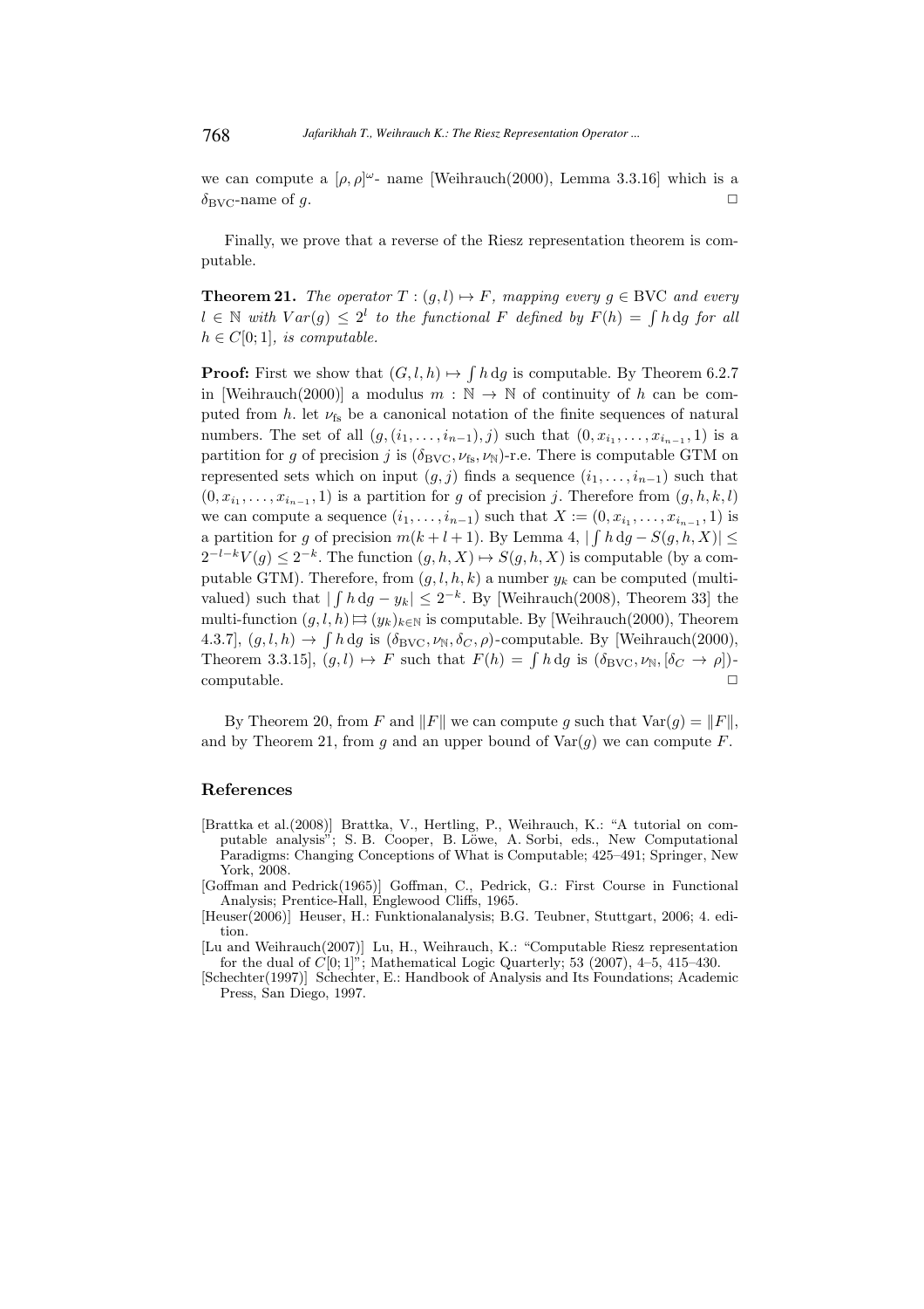we can compute a $[\rho, \rho]^\omega$- name [Weihrauch(2000), Lemma 3.3.16] which is a $\delta_{\rm BVC}$-name of $g$. $\square$

Finally, we prove that a reverse of the Riesz representation theorem is computable.

**Theorem 21.** *The operator $T : (g, l) \mapsto F$, mapping every $g \in \mathrm{BVC}$ and every $l \in \mathbb{N}$ with $Var(g) \leq 2^l$ to the functional $F$ defined by $F(h) = \int h \, \mathrm{d}g$ for all $h \in C[0; 1]$, is computable.*

**Proof:** First we show that $(G, l, h) \mapsto \int h \, \mathrm{d}g$ is computable. By Theorem 6.2.7 in [Weihrauch(2000)] a modulus $m : \mathbb{N} \to \mathbb{N}$ of continuity of $h$ can be computed from $h$. let $\nu_{\rm fs}$ be a canonical notation of the finite sequences of natural numbers. The set of all $(g, (i_1, \ldots, i_{n-1}), j)$ such that $(0, x_{i_1}, \ldots, x_{i_{n-1}}, 1)$ is a partition for $g$ of precision $j$ is $(\delta_{\rm BVC}, \nu_{\rm fs}, \nu_{\mathbb{N}})$-r.e. There is computable GTM on represented sets which on input $(g, j)$ finds a sequence $(i_1, \ldots, i_{n-1})$ such that $(0, x_{i_1}, \ldots, x_{i_{n-1}}, 1)$ is a partition for $g$ of precision $j$. Therefore from $(g, h, k, l)$ we can compute a sequence $(i_1, \ldots, i_{n-1})$ such that $X := (0, x_{i_1}, \ldots, x_{i_{n-1}}, 1)$ is a partition for $g$ of precision $m(k + l + 1)$. By Lemma 4, $|\int h \, \mathrm{d}g - S(g, h, X)| \leq 2^{-l-k} V(g) \leq 2^{-k}$. The function $(g, h, X) \mapsto S(g, h, X)$ is computable (by a computable GTM). Therefore, from $(g, l, h, k)$ a number $y_k$ can be computed (multi-valued) such that $|\int h \, \mathrm{d}g - y_k| \leq 2^{-k}$. By [Weihrauch(2008), Theorem 33] the multi-function $(g, l, h) \rightrightarrows (y_k)_{k \in \mathbb{N}}$ is computable. By [Weihrauch(2000), Theorem 4.3.7], $(g, l, h) \to \int h \, \mathrm{d}g$ is $(\delta_{\rm BVC}, \nu_{\mathbb{N}}, \delta_C, \rho)$-computable. By [Weihrauch(2000), Theorem 3.3.15], $(g, l) \mapsto F$ such that $F(h) = \int h \, \mathrm{d}g$ is $(\delta_{\rm BVC}, \nu_{\mathbb{N}}, [\delta_C \to \rho])$-computable. $\square$

By Theorem 20, from $F$ and $\|F\|$ we can compute $g$ such that $\mathrm{Var}(g) = \|F\|$, and by Theorem 21, from $g$ and an upper bound of $\mathrm{Var}(g)$ we can compute $F$.

## References

[Brattka et al.(2008)] Brattka, V., Hertling, P., Weihrauch, K.: "A tutorial on computable analysis"; S. B. Cooper, B. Löwe, A. Sorbi, eds., New Computational Paradigms: Changing Conceptions of What is Computable; 425–491; Springer, New York, 2008.

[Goffman and Pedrick(1965)] Goffman, C., Pedrick, G.: First Course in Functional Analysis; Prentice-Hall, Englewood Cliffs, 1965.

[Heuser(2006)] Heuser, H.: Funktionalanalysis; B.G. Teubner, Stuttgart, 2006; 4. edition.

[Lu and Weihrauch(2007)] Lu, H., Weihrauch, K.: "Computable Riesz representation for the dual of $C[0; 1]$"; Mathematical Logic Quarterly; 53 (2007), 4–5, 415–430.

[Schechter(1997)] Schechter, E.: Handbook of Analysis and Its Foundations; Academic Press, San Diego, 1997.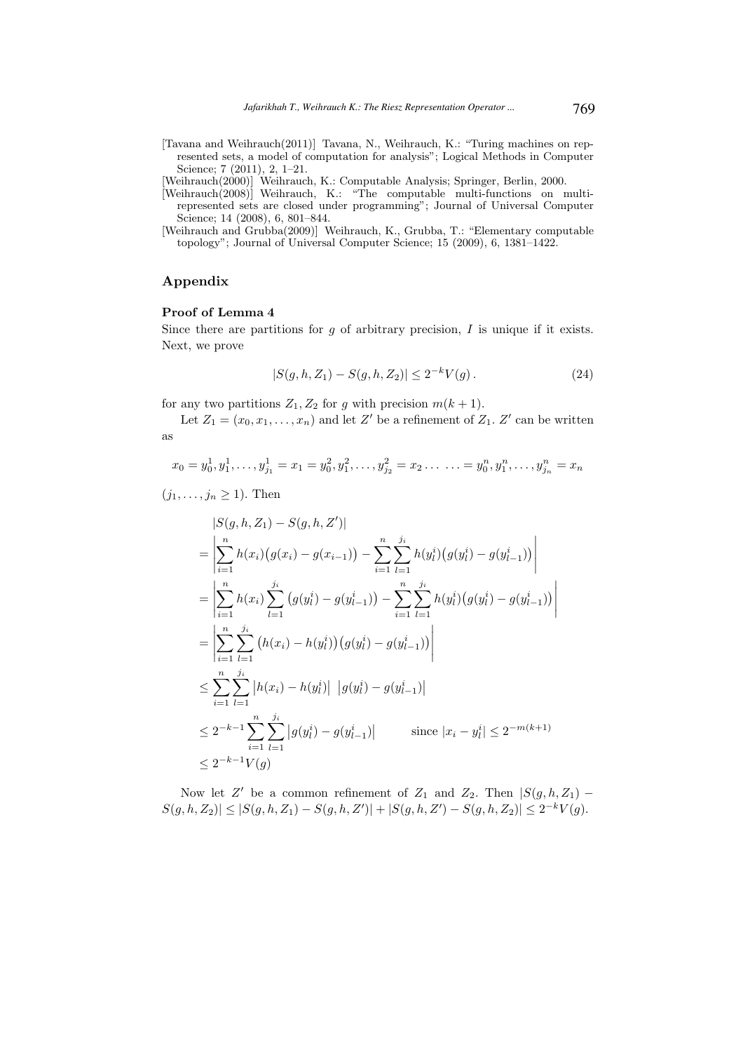[Tavana and Weihrauch(2011)] Tavana, N., Weihrauch, K.: "Turing machines on represented sets, a model of computation for analysis"; Logical Methods in Computer Science; 7 (2011), 2, 1–21.

[Weihrauch(2000)] Weihrauch, K.: Computable Analysis; Springer, Berlin, 2000.

[Weihrauch(2008)] Weihrauch, K.: "The computable multi-functions on multi-represented sets are closed under programming"; Journal of Universal Computer Science; 14 (2008), 6, 801–844.

[Weihrauch and Grubba(2009)] Weihrauch, K., Grubba, T.: "Elementary computable topology"; Journal of Universal Computer Science; 15 (2009), 6, 1381–1422.

## Appendix

### Proof of Lemma 4

Since there are partitions for $g$ of arbitrary precision, $I$ is unique if it exists. Next, we prove

$$|S(g,h,Z_1) - S(g,h,Z_2)| \leq 2^{-k} V(g)\,. \tag{24}$$

for any two partitions $Z_1, Z_2$ for $g$ with precision $m(k+1)$.

Let $Z_1 = (x_0, x_1, \ldots, x_n)$ and let $Z'$ be a refinement of $Z_1$. $Z'$ can be written as

$$x_0 = y_0^1, y_1^1, \ldots, y_{j_1}^1 = x_1 = y_0^2, y_1^2, \ldots, y_{j_2}^2 = x_2 \ldots \;\ldots = y_0^n, y_1^n, \ldots, y_{j_n}^n = x_n$$

$(j_1, \ldots, j_n \geq 1)$. Then

$$\begin{aligned}
&|S(g,h,Z_1) - S(g,h,Z')| \\
&= \left| \sum_{i=1}^{n} h(x_i)\big(g(x_i) - g(x_{i-1})\big) - \sum_{i=1}^{n}\sum_{l=1}^{j_i} h(y_l^i)\big(g(y_l^i) - g(y_{l-1}^i)\big) \right| \\
&= \left| \sum_{i=1}^{n} h(x_i) \sum_{l=1}^{j_i} \big(g(y_l^i) - g(y_{l-1}^i)\big) - \sum_{i=1}^{n}\sum_{l=1}^{j_i} h(y_l^i)\big(g(y_l^i) - g(y_{l-1}^i)\big) \right| \\
&= \left| \sum_{i=1}^{n}\sum_{l=1}^{j_i} \big(h(x_i) - h(y_l^i)\big)\big(g(y_l^i) - g(y_{l-1}^i)\big) \right| \\
&\leq \sum_{i=1}^{n}\sum_{l=1}^{j_i} \big|h(x_i) - h(y_l^i)\big| \; \big|g(y_l^i) - g(y_{l-1}^i)\big| \\
&\leq 2^{-k-1} \sum_{i=1}^{n}\sum_{l=1}^{j_i} \big|g(y_l^i) - g(y_{l-1}^i)\big| \qquad \text{since } |x_i - y_l^i| \leq 2^{-m(k+1)} \\
&\leq 2^{-k-1} V(g)
\end{aligned}$$

Now let $Z'$ be a common refinement of $Z_1$ and $Z_2$. Then $|S(g,h,Z_1) - S(g,h,Z_2)| \leq |S(g,h,Z_1) - S(g,h,Z')| + |S(g,h,Z') - S(g,h,Z_2)| \leq 2^{-k} V(g)$.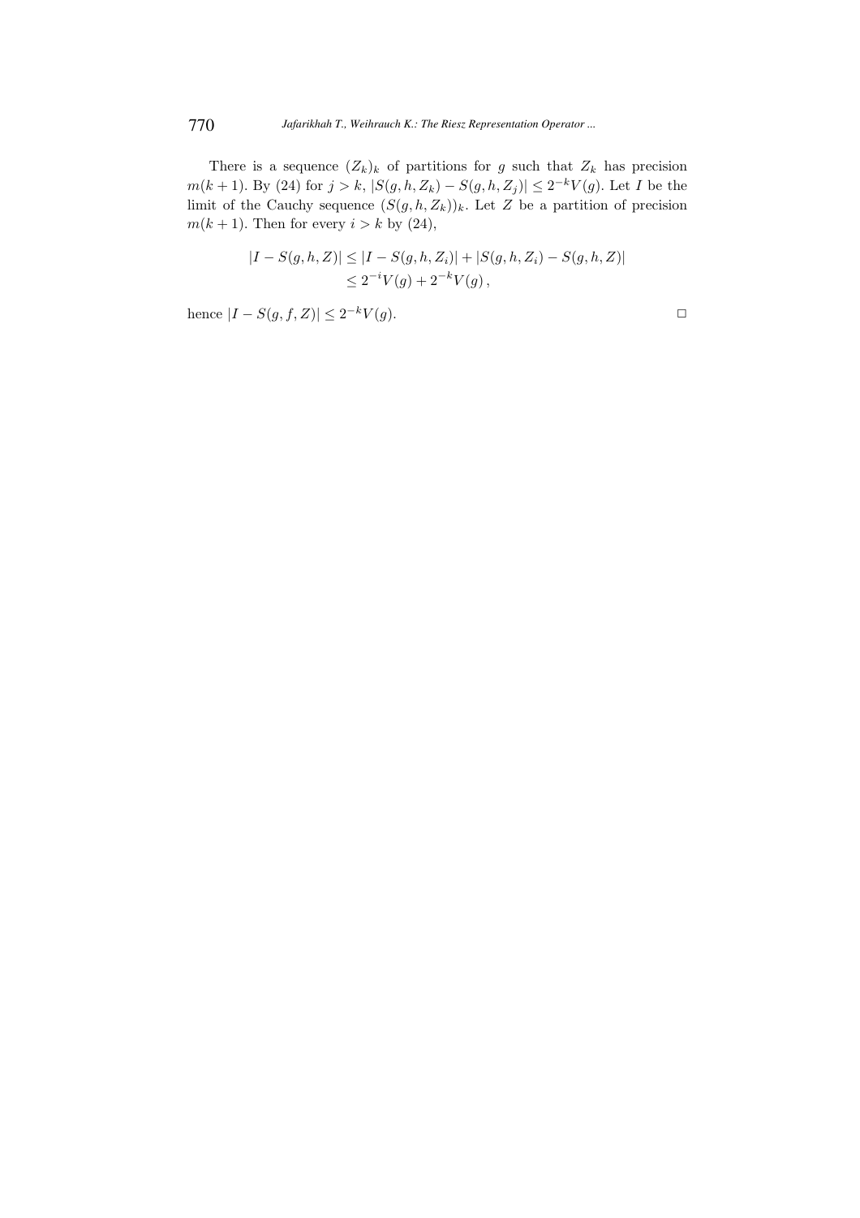There is a sequence $(Z_k)_k$ of partitions for $g$ such that $Z_k$ has precision $m(k+1)$. By (24) for $j > k$, $|S(g,h,Z_k) - S(g,h,Z_j)| \leq 2^{-k}V(g)$. Let $I$ be the limit of the Cauchy sequence $(S(g,h,Z_k))_k$. Let $Z$ be a partition of precision $m(k+1)$. Then for every $i > k$ by (24),

$$
\begin{aligned}
|I - S(g,h,Z)| &\leq |I - S(g,h,Z_i)| + |S(g,h,Z_i) - S(g,h,Z)| \\
&\leq 2^{-i}V(g) + 2^{-k}V(g)\,,
\end{aligned}
$$

hence $|I - S(g,f,Z)| \leq 2^{-k}V(g)$. □